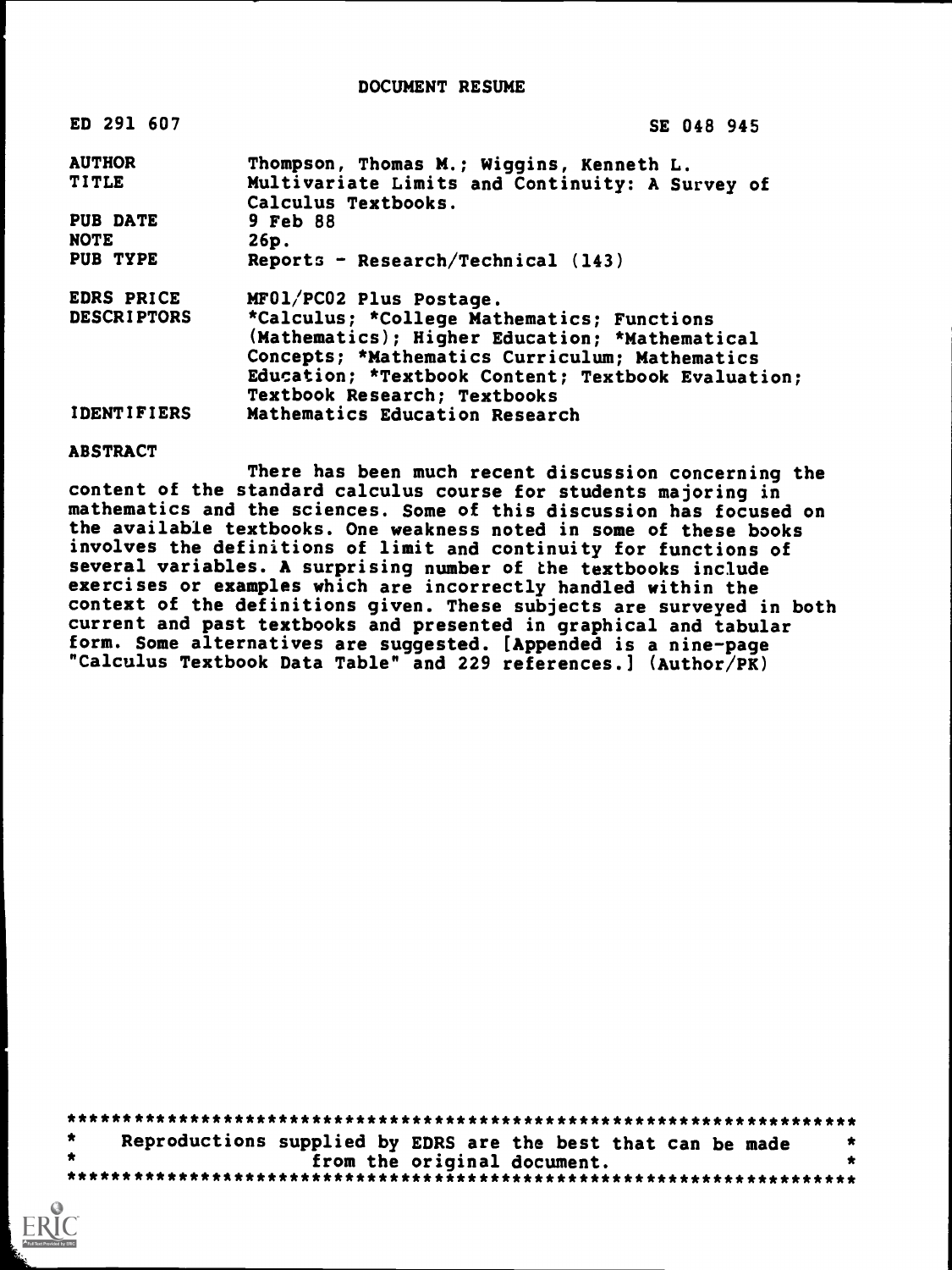# DOCUMENT RESUME

| | |
|---|---|
| ED 291 607 | SE 048 945 |
| AUTHOR | Thompson, Thomas M.; Wiggins, Kenneth L. |
| TITLE | Multivariate Limits and Continuity: A Survey of Calculus Textbooks. |
| PUB DATE | 9 Feb 88 |
| NOTE | 26p. |
| PUB TYPE | Reports - Research/Technical (143) |
| EDRS PRICE | MF01/PC02 Plus Postage. |
| DESCRIPTORS | *Calculus; *College Mathematics; Functions (Mathematics); Higher Education; *Mathematical Concepts; *Mathematics Curriculum; Mathematics Education; *Textbook Content; Textbook Evaluation; Textbook Research; Textbooks |
| IDENTIFIERS | Mathematics Education Research |

## ABSTRACT

There has been much recent discussion concerning the content of the standard calculus course for students majoring in mathematics and the sciences. Some of this discussion has focused on the available textbooks. One weakness noted in some of these books involves the definitions of limit and continuity for functions of several variables. A surprising number of the textbooks include exercises or examples which are incorrectly handled within the context of the definitions given. These subjects are surveyed in both current and past textbooks and presented in graphical and tabular form. Some alternatives are suggested. [Appended is a nine-page "Calculus Textbook Data Table" and 229 references.] (Author/PK)

***********************************************************************
* Reproductions supplied by EDRS are the best that can be made *
* from the original document. *
***********************************************************************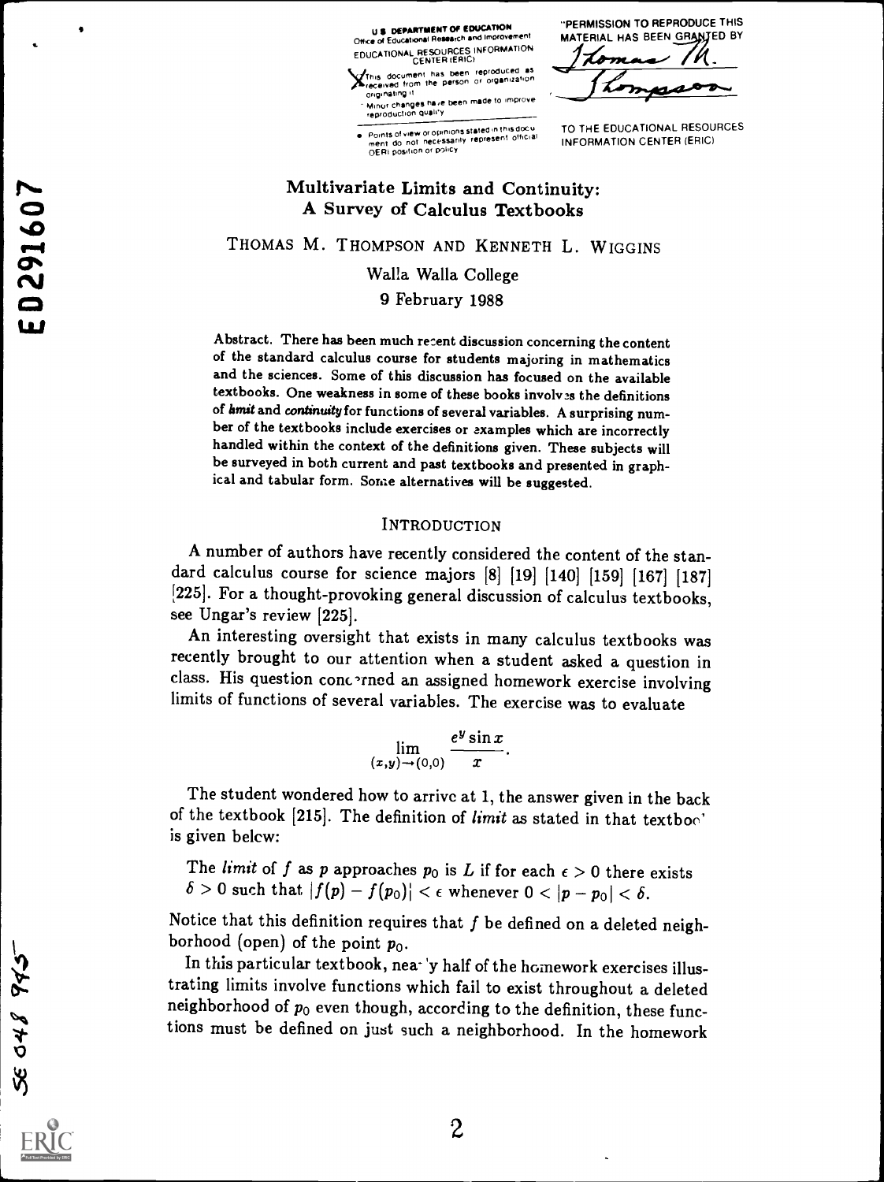U.S. DEPARTMENT OF EDUCATION
Office of Educational Research and Improvement
EDUCATIONAL RESOURCES INFORMATION CENTER (ERIC)

This document has been reproduced as received from the person or organization originating it.

Minor changes have been made to improve reproduction quality.

Points of view or opinions stated in this document do not necessarily represent official OERI position or policy.

"PERMISSION TO REPRODUCE THIS MATERIAL HAS BEEN GRANTED BY Thomas M. Thompson TO THE EDUCATIONAL RESOURCES INFORMATION CENTER (ERIC)"

# Multivariate Limits and Continuity: A Survey of Calculus Textbooks

THOMAS M. THOMPSON AND KENNETH L. WIGGINS

Walla Walla College

9 February 1988

Abstract. There has been much recent discussion concerning the content of the standard calculus course for students majoring in mathematics and the sciences. Some of this discussion has focused on the available textbooks. One weakness in some of these books involves the definitions of *limit* and *continuity* for functions of several variables. A surprising number of the textbooks include exercises or examples which are incorrectly handled within the context of the definitions given. These subjects will be surveyed in both current and past textbooks and presented in graphical and tabular form. Some alternatives will be suggested.

## INTRODUCTION

A number of authors have recently considered the content of the standard calculus course for science majors [8] [19] [140] [159] [167] [187] [225]. For a thought-provoking general discussion of calculus textbooks, see Ungar's review [225].

An interesting oversight that exists in many calculus textbooks was recently brought to our attention when a student asked a question in class. His question concerned an assigned homework exercise involving limits of functions of several variables. The exercise was to evaluate

$$\lim_{(x,y)\to(0,0)} \frac{e^y \sin x}{x}.$$

The student wondered how to arrive at 1, the answer given in the back of the textbook [215]. The definition of *limit* as stated in that textbook is given below:

The *limit* of $f$ as $p$ approaches $p_0$ is $L$ if for each $\epsilon > 0$ there exists $\delta > 0$ such that $|f(p) - f(p_0)| < \epsilon$ whenever $0 < |p - p_0| < \delta$.

Notice that this definition requires that $f$ be defined on a deleted neighborhood (open) of the point $p_0$.

In this particular textbook, nearly half of the homework exercises illustrating limits involve functions which fail to exist throughout a deleted neighborhood of $p_0$ even though, according to the definition, these functions must be defined on just such a neighborhood. In the homework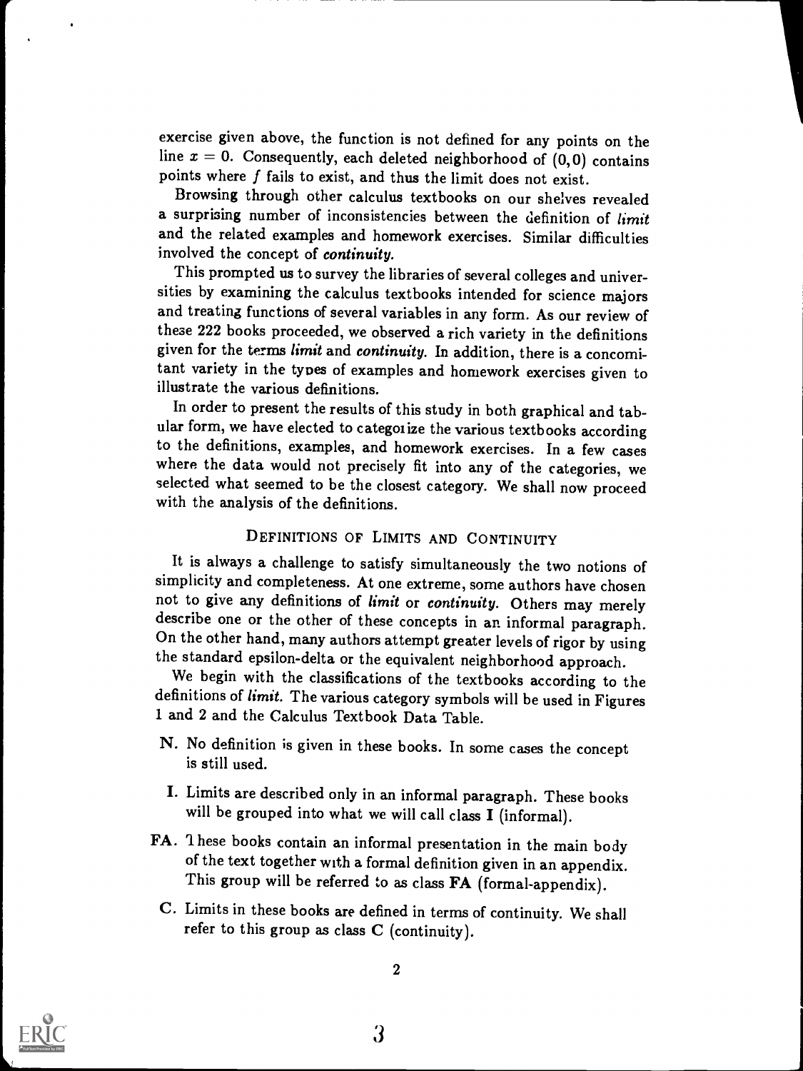exercise given above, the function is not defined for any points on the line $x = 0$. Consequently, each deleted neighborhood of $(0,0)$ contains points where $f$ fails to exist, and thus the limit does not exist.

Browsing through other calculus textbooks on our shelves revealed a surprising number of inconsistencies between the definition of *limit* and the related examples and homework exercises. Similar difficulties involved the concept of *continuity*.

This prompted us to survey the libraries of several colleges and universities by examining the calculus textbooks intended for science majors and treating functions of several variables in any form. As our review of these 222 books proceeded, we observed a rich variety in the definitions given for the terms *limit* and *continuity*. In addition, there is a concomitant variety in the types of examples and homework exercises given to illustrate the various definitions.

In order to present the results of this study in both graphical and tabular form, we have elected to categorize the various textbooks according to the definitions, examples, and homework exercises. In a few cases where the data would not precisely fit into any of the categories, we selected what seemed to be the closest category. We shall now proceed with the analysis of the definitions.

## Definitions of Limits and Continuity

It is always a challenge to satisfy simultaneously the two notions of simplicity and completeness. At one extreme, some authors have chosen not to give any definitions of *limit* or *continuity*. Others may merely describe one or the other of these concepts in an informal paragraph. On the other hand, many authors attempt greater levels of rigor by using the standard epsilon-delta or the equivalent neighborhood approach.

We begin with the classifications of the textbooks according to the definitions of *limit*. The various category symbols will be used in Figures 1 and 2 and the Calculus Textbook Data Table.

- **N.** No definition is given in these books. In some cases the concept is still used.
- **I.** Limits are described only in an informal paragraph. These books will be grouped into what we will call class **I** (informal).
- **FA.** These books contain an informal presentation in the main body of the text together with a formal definition given in an appendix. This group will be referred to as class **FA** (formal-appendix).
- **C.** Limits in these books are defined in terms of continuity. We shall refer to this group as class **C** (continuity).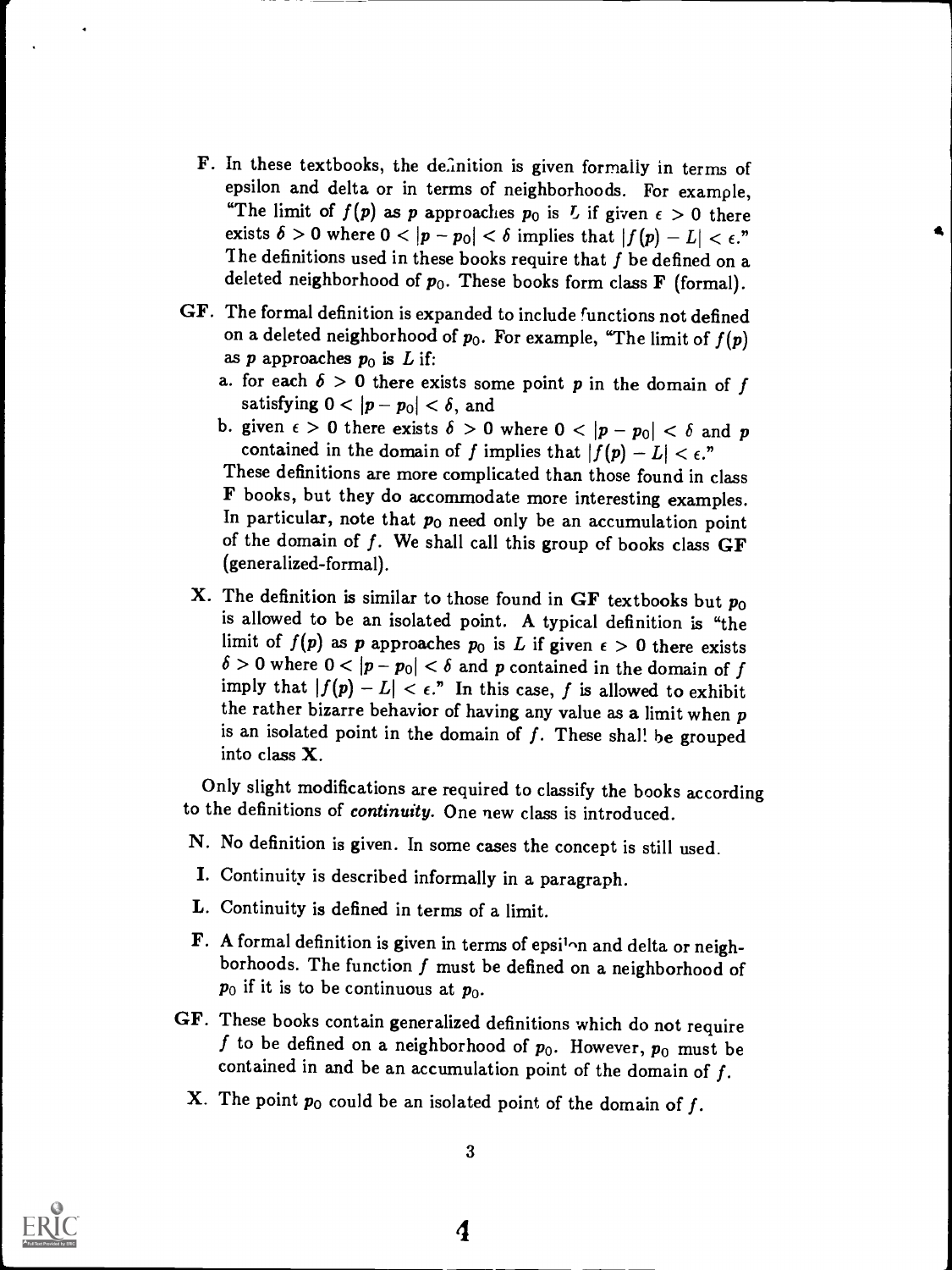**F.** In these textbooks, the definition is given formally in terms of epsilon and delta or in terms of neighborhoods. For example, "The limit of $f(p)$ as $p$ approaches $p_0$ is $L$ if given $\epsilon > 0$ there exists $\delta > 0$ where $0 < |p - p_0| < \delta$ implies that $|f(p) - L| < \epsilon$." The definitions used in these books require that $f$ be defined on a deleted neighborhood of $p_0$. These books form class **F** (formal).

**GF.** The formal definition is expanded to include functions not defined on a deleted neighborhood of $p_0$. For example, "The limit of $f(p)$ as $p$ approaches $p_0$ is $L$ if:

a. for each $\delta > 0$ there exists some point $p$ in the domain of $f$ satisfying $0 < |p - p_0| < \delta$, and

b. given $\epsilon > 0$ there exists $\delta > 0$ where $0 < |p - p_0| < \delta$ and $p$ contained in the domain of $f$ implies that $|f(p) - L| < \epsilon$."

These definitions are more complicated than those found in class **F** books, but they do accommodate more interesting examples. In particular, note that $p_0$ need only be an accumulation point of the domain of $f$. We shall call this group of books class **GF** (generalized-formal).

**X.** The definition is similar to those found in **GF** textbooks but $p_0$ is allowed to be an isolated point. A typical definition is "the limit of $f(p)$ as $p$ approaches $p_0$ is $L$ if given $\epsilon > 0$ there exists $\delta > 0$ where $0 < |p - p_0| < \delta$ and $p$ contained in the domain of $f$ imply that $|f(p) - L| < \epsilon$." In this case, $f$ is allowed to exhibit the rather bizarre behavior of having any value as a limit when $p$ is an isolated point in the domain of $f$. These shall be grouped into class **X**.

Only slight modifications are required to classify the books according to the definitions of *continuity*. One new class is introduced.

**N.** No definition is given. In some cases the concept is still used.

**I.** Continuity is described informally in a paragraph.

**L.** Continuity is defined in terms of a limit.

**F.** A formal definition is given in terms of epsilon and delta or neighborhoods. The function $f$ must be defined on a neighborhood of $p_0$ if it is to be continuous at $p_0$.

**GF.** These books contain generalized definitions which do not require $f$ to be defined on a neighborhood of $p_0$. However, $p_0$ must be contained in and be an accumulation point of the domain of $f$.

**X.** The point $p_0$ could be an isolated point of the domain of $f$.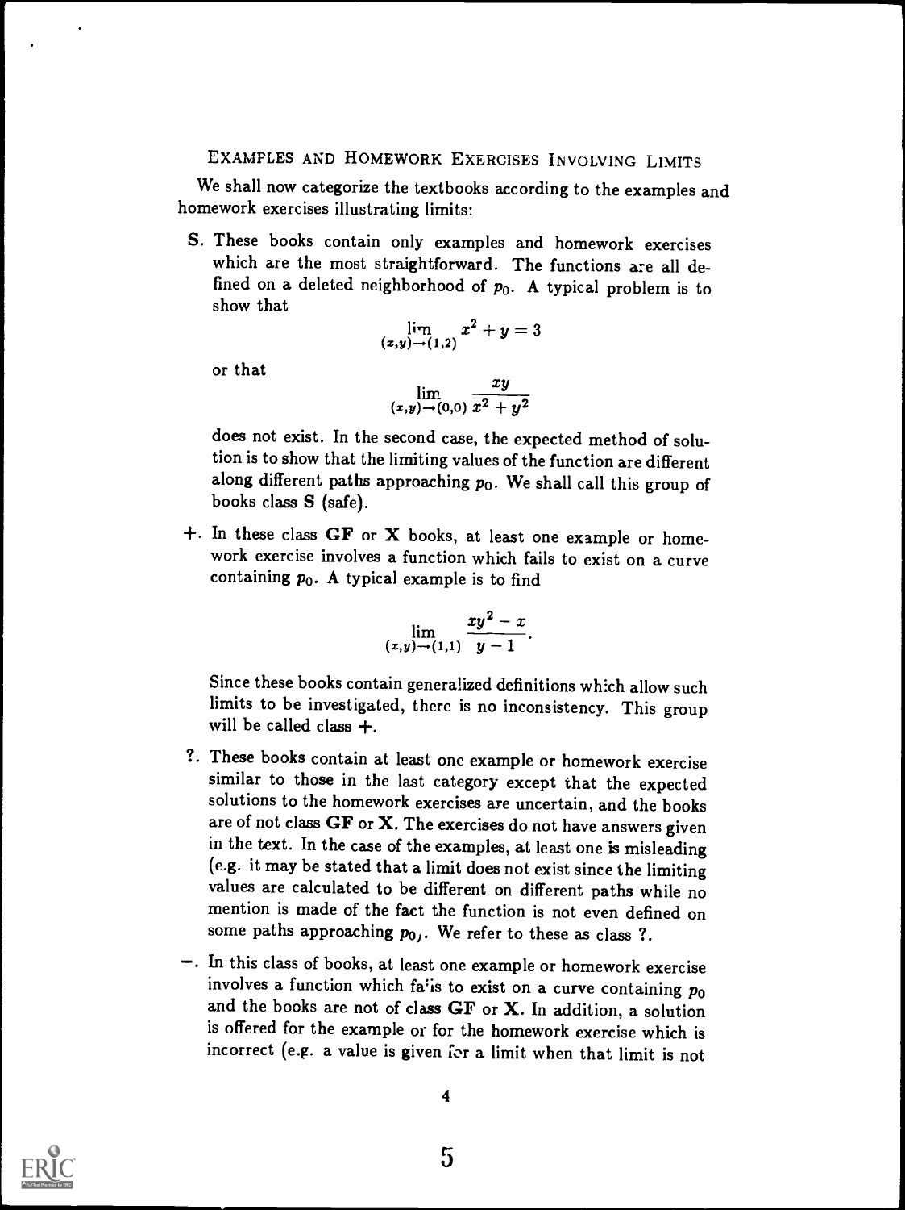## Examples and Homework Exercises Involving Limits

We shall now categorize the textbooks according to the examples and homework exercises illustrating limits:

**S.** These books contain only examples and homework exercises which are the most straightforward. The functions are all defined on a deleted neighborhood of $p_0$. A typical problem is to show that

$$\lim_{(x,y)\to(1,2)} x^2 + y = 3$$

or that

$$\lim_{(x,y)\to(0,0)} \frac{xy}{x^2 + y^2}$$

does not exist. In the second case, the expected method of solution is to show that the limiting values of the function are different along different paths approaching $p_0$. We shall call this group of books class **S** (safe).

**+.** In these class **GF** or **X** books, at least one example or homework exercise involves a function which fails to exist on a curve containing $p_0$. A typical example is to find

$$\lim_{(x,y)\to(1,1)} \frac{xy^2 - x}{y - 1}.$$

Since these books contain generalized definitions which allow such limits to be investigated, there is no inconsistency. This group will be called class **+**.

**?.** These books contain at least one example or homework exercise similar to those in the last category except that the expected solutions to the homework exercises are uncertain, and the books are of not class **GF** or **X**. The exercises do not have answers given in the text. In the case of the examples, at least one is misleading (e.g. it may be stated that a limit does not exist since the limiting values are calculated to be different on different paths while no mention is made of the fact the function is not even defined on some paths approaching $p_0$). We refer to these as class ?.

**−.** In this class of books, at least one example or homework exercise involves a function which fails to exist on a curve containing $p_0$ and the books are not of class **GF** or **X**. In addition, a solution is offered for the example or for the homework exercise which is incorrect (e.g. a value is given for a limit when that limit is not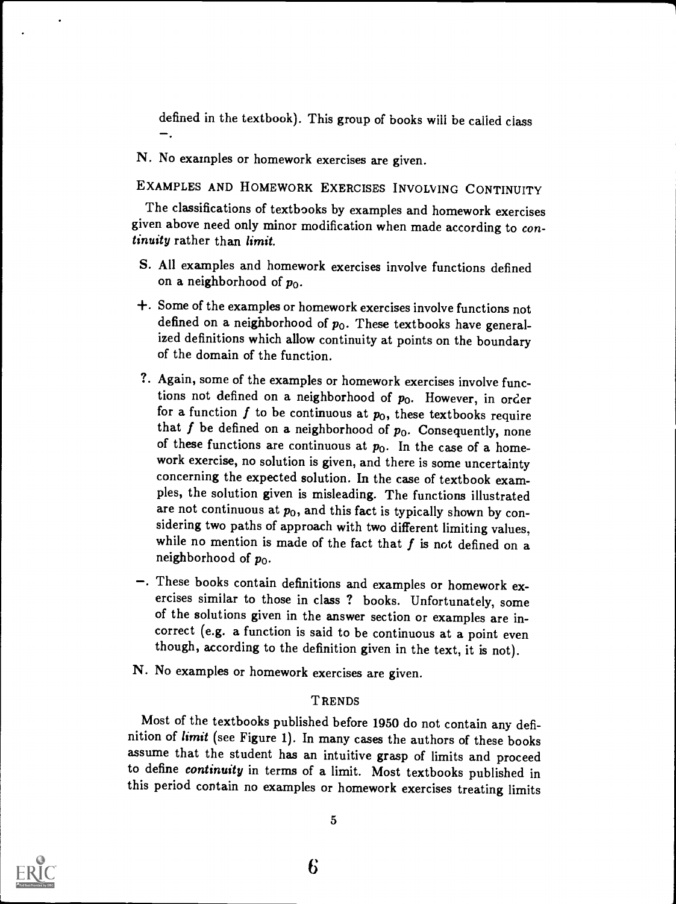defined in the textbook). This group of books will be called class −.

N. No examples or homework exercises are given.

## EXAMPLES AND HOMEWORK EXERCISES INVOLVING CONTINUITY

The classifications of textbooks by examples and homework exercises given above need only minor modification when made according to *continuity* rather than *limit*.

S. All examples and homework exercises involve functions defined on a neighborhood of $p_0$.

+. Some of the examples or homework exercises involve functions not defined on a neighborhood of $p_0$. These textbooks have generalized definitions which allow continuity at points on the boundary of the domain of the function.

?. Again, some of the examples or homework exercises involve functions not defined on a neighborhood of $p_0$. However, in order for a function $f$ to be continuous at $p_0$, these textbooks require that $f$ be defined on a neighborhood of $p_0$. Consequently, none of these functions are continuous at $p_0$. In the case of a homework exercise, no solution is given, and there is some uncertainty concerning the expected solution. In the case of textbook examples, the solution given is misleading. The functions illustrated are not continuous at $p_0$, and this fact is typically shown by considering two paths of approach with two different limiting values, while no mention is made of the fact that $f$ is not defined on a neighborhood of $p_0$.

−. These books contain definitions and examples or homework exercises similar to those in class ? books. Unfortunately, some of the solutions given in the answer section or examples are incorrect (e.g. a function is said to be continuous at a point even though, according to the definition given in the text, it is not).

N. No examples or homework exercises are given.

## TRENDS

Most of the textbooks published before 1950 do not contain any definition of *limit* (see Figure 1). In many cases the authors of these books assume that the student has an intuitive grasp of limits and proceed to define *continuity* in terms of a limit. Most textbooks published in this period contain no examples or homework exercises treating limits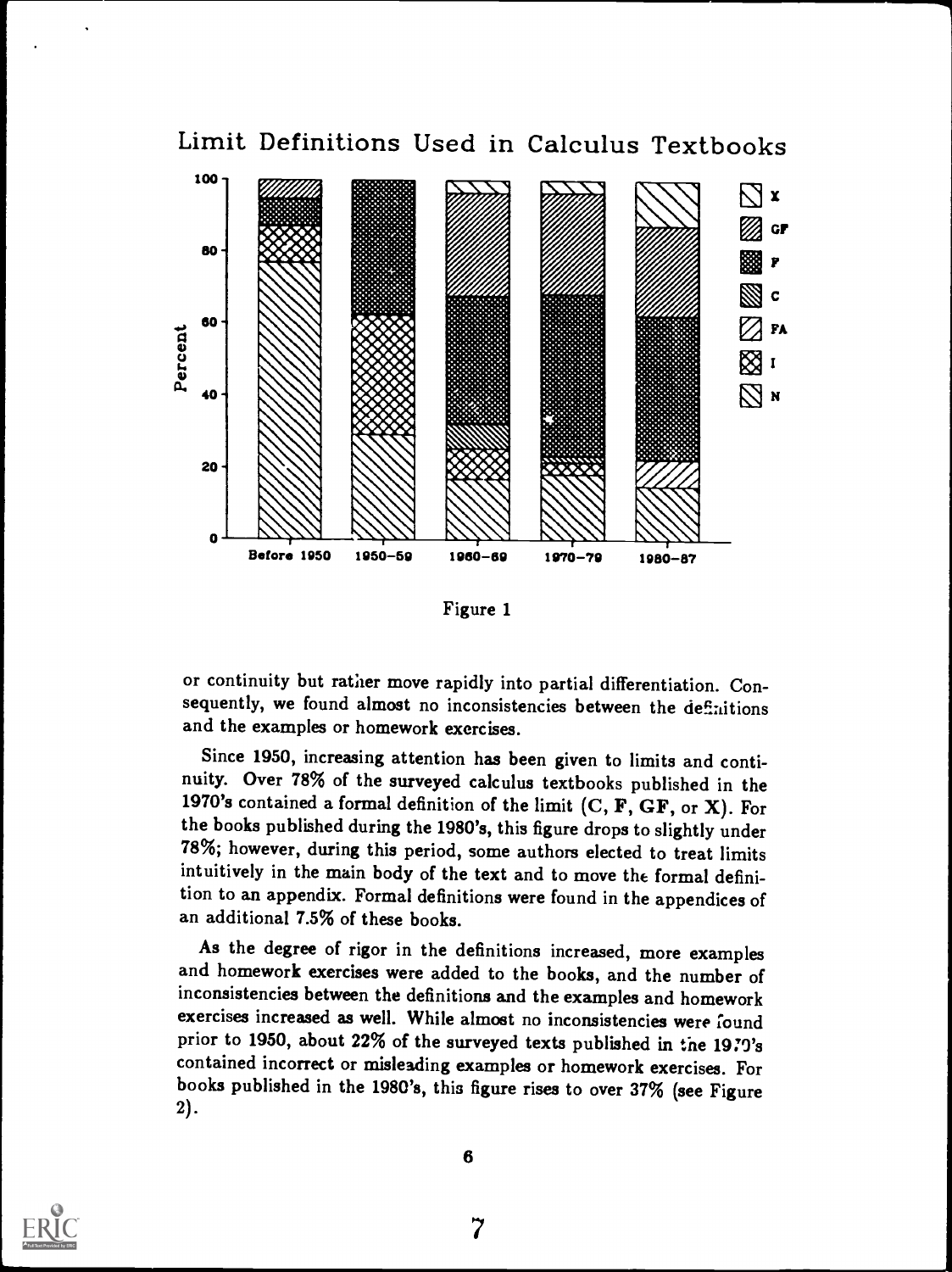Limit Definitions Used in Calculus Textbooks

Figure 1

or continuity but rather move rapidly into partial differentiation. Consequently, we found almost no inconsistencies between the definitions and the examples or homework exercises.

Since 1950, increasing attention has been given to limits and continuity. Over 78% of the surveyed calculus textbooks published in the 1970's contained a formal definition of the limit (**C**, **F**, **GF**, or **X**). For the books published during the 1980's, this figure drops to slightly under 78%; however, during this period, some authors elected to treat limits intuitively in the main body of the text and to move the formal definition to an appendix. Formal definitions were found in the appendices of an additional 7.5% of these books.

As the degree of rigor in the definitions increased, more examples and homework exercises were added to the books, and the number of inconsistencies between the definitions and the examples and homework exercises increased as well. While almost no inconsistencies were found prior to 1950, about 22% of the surveyed texts published in the 1970's contained incorrect or misleading examples or homework exercises. For books published in the 1980's, this figure rises to over 37% (see Figure 2).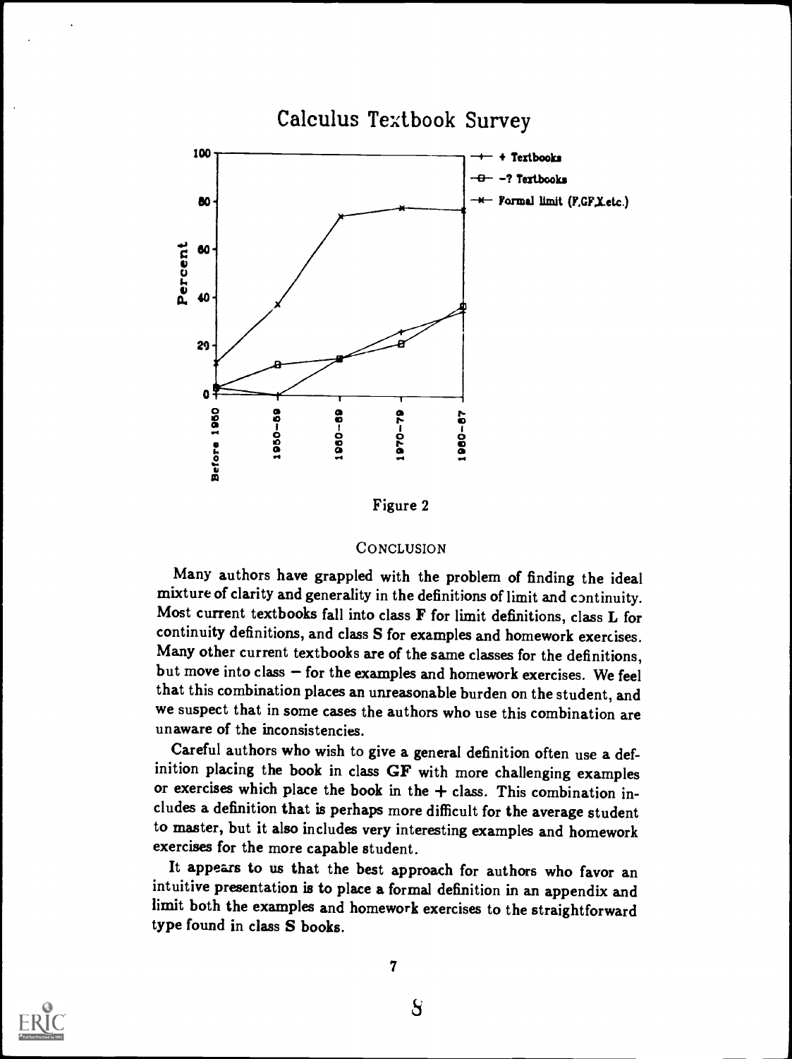Calculus Textbook Survey

Figure 2

## CONCLUSION

Many authors have grappled with the problem of finding the ideal mixture of clarity and generality in the definitions of limit and continuity. Most current textbooks fall into class **F** for limit definitions, class **L** for continuity definitions, and class **S** for examples and homework exercises. Many other current textbooks are of the same classes for the definitions, but move into class − for the examples and homework exercises. We feel that this combination places an unreasonable burden on the student, and we suspect that in some cases the authors who use this combination are unaware of the inconsistencies.

Careful authors who wish to give a general definition often use a definition placing the book in class **GF** with more challenging examples or exercises which place the book in the + class. This combination includes a definition that is perhaps more difficult for the average student to master, but it also includes very interesting examples and homework exercises for the more capable student.

It appears to us that the best approach for authors who favor an intuitive presentation is to place a formal definition in an appendix and limit both the examples and homework exercises to the straightforward type found in class **S** books.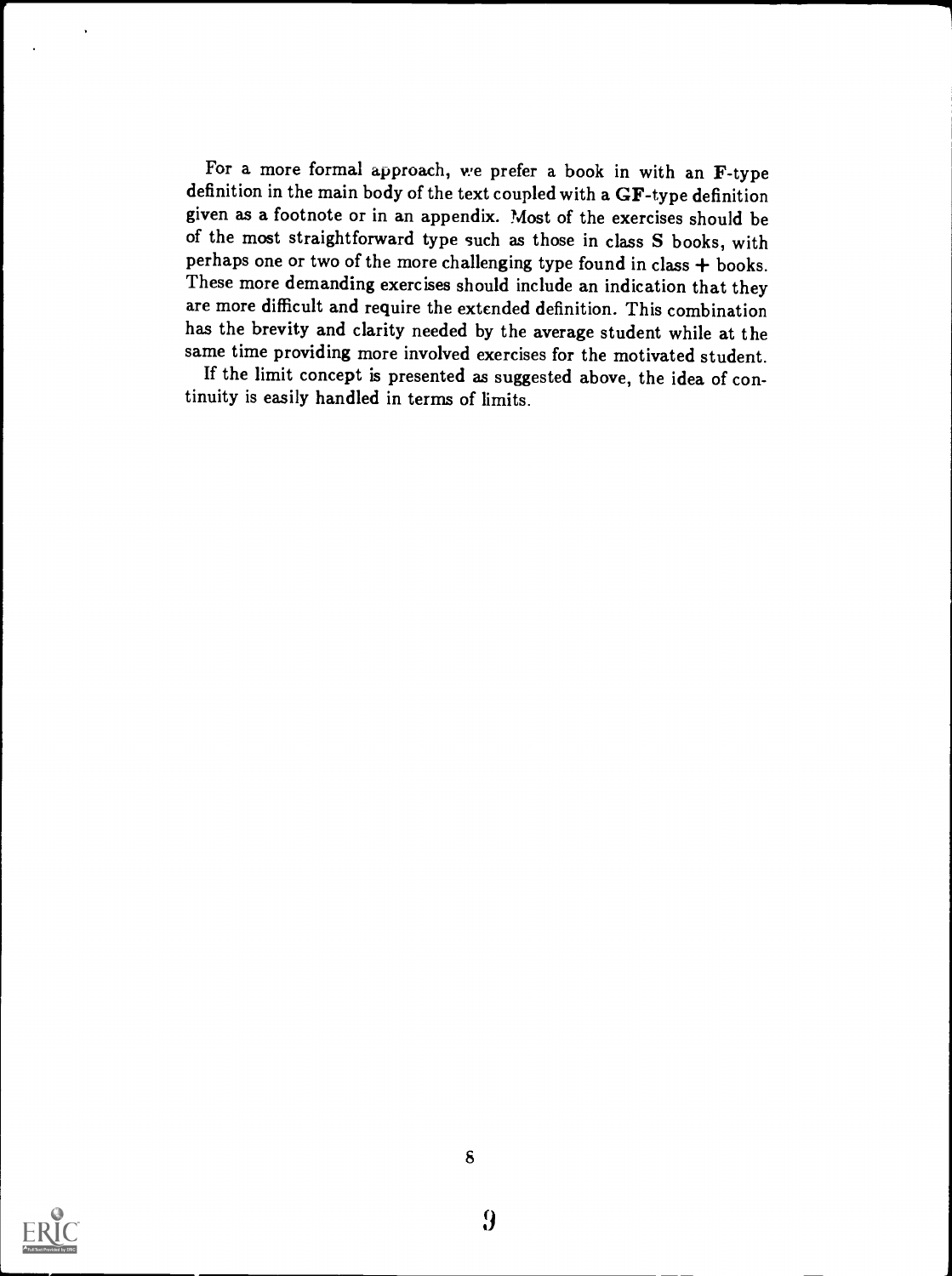For a more formal approach, we prefer a book in with an **F**-type definition in the main body of the text coupled with a **GF**-type definition given as a footnote or in an appendix. Most of the exercises should be of the most straightforward type such as those in class **S** books, with perhaps one or two of the more challenging type found in class **+** books. These more demanding exercises should include an indication that they are more difficult and require the extended definition. This combination has the brevity and clarity needed by the average student while at the same time providing more involved exercises for the motivated student.

If the limit concept is presented as suggested above, the idea of continuity is easily handled in terms of limits.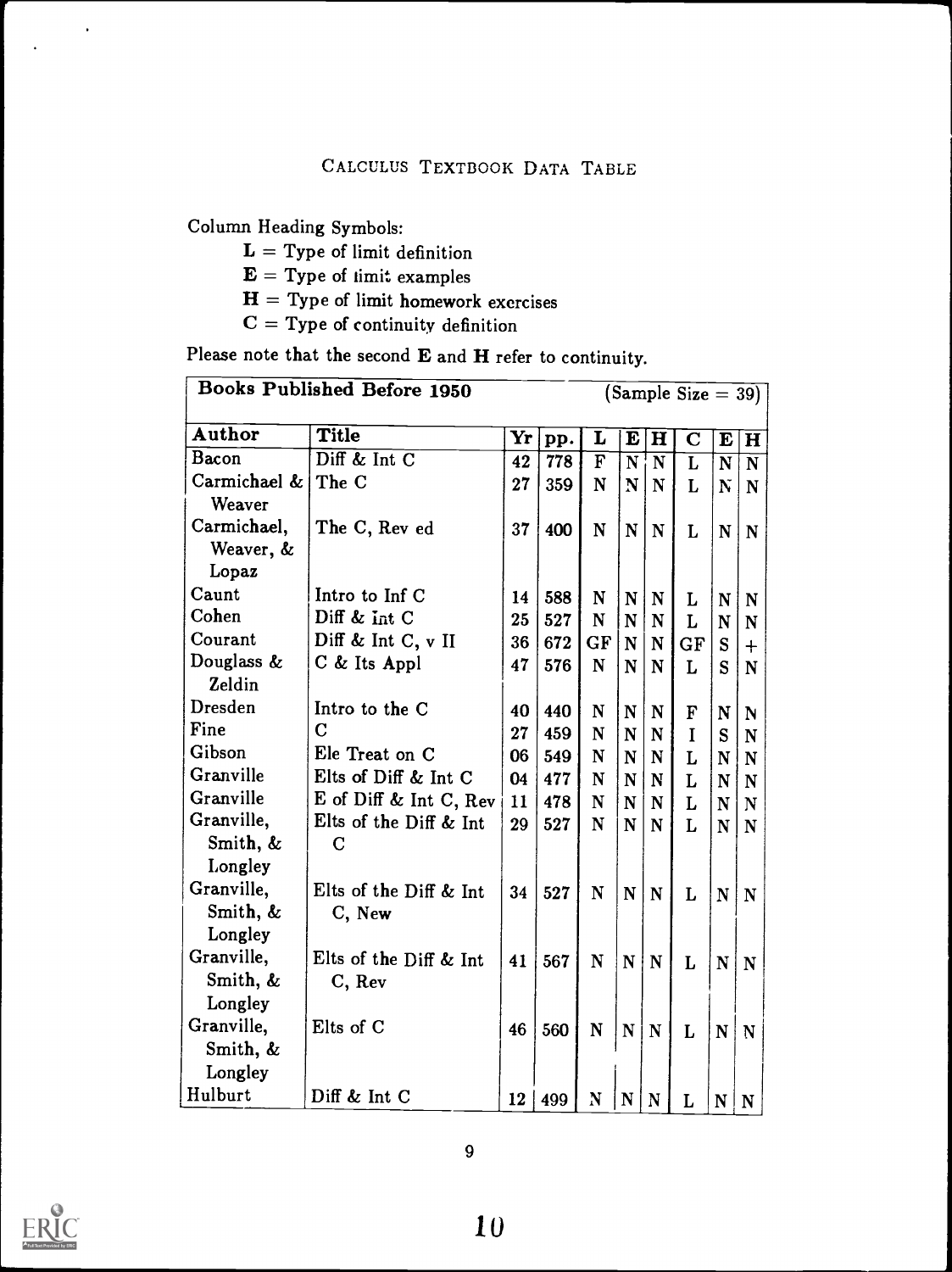## Calculus Textbook Data Table

Column Heading Symbols:

- **L** = Type of limit definition
- **E** = Type of limit examples
- **H** = Type of limit homework exercises
- **C** = Type of continuity definition

Please note that the second **E** and **H** refer to continuity.

| **Books Published Before 1950** | | | | | | | | | (Sample Size = 39) |
|---|---|---|---|---|---|---|---|---|---|
| **Author** | **Title** | **Yr** | **pp.** | **L** | **E** | **H** | **C** | **E** | **H** |
| Bacon | Diff & Int C | 42 | 778 | F | N | N | L | N | N |
| Carmichael & Weaver | The C | 27 | 359 | N | N | N | L | N | N |
| Carmichael, Weaver, & Lopaz | The C, Rev ed | 37 | 400 | N | N | N | L | N | N |
| Caunt | Intro to Inf C | 14 | 588 | N | N | N | L | N | N |
| Cohen | Diff & Int C | 25 | 527 | N | N | N | L | N | N |
| Courant | Diff & Int C, v II | 36 | 672 | GF | N | N | GF | S | + |
| Douglass & Zeldin | C & Its Appl | 47 | 576 | N | N | N | L | S | N |
| Dresden | Intro to the C | 40 | 440 | N | N | N | F | N | N |
| Fine | C | 27 | 459 | N | N | N | I | S | N |
| Gibson | Ele Treat on C | 06 | 549 | N | N | N | L | N | N |
| Granville | Elts of Diff & Int C | 04 | 477 | N | N | N | L | N | N |
| Granville | E of Diff & Int C, Rev | 11 | 478 | N | N | N | L | N | N |
| Granville, Smith, & Longley | Elts of the Diff & Int C | 29 | 527 | N | N | N | L | N | N |
| Granville, Smith, & Longley | Elts of the Diff & Int C, New | 34 | 527 | N | N | N | L | N | N |
| Granville, Smith, & Longley | Elts of the Diff & Int C, Rev | 41 | 567 | N | N | N | L | N | N |
| Granville, Smith, & Longley | Elts of C | 46 | 560 | N | N | N | L | N | N |
| Hulburt | Diff & Int C | 12 | 499 | N | N | N | L | N | N |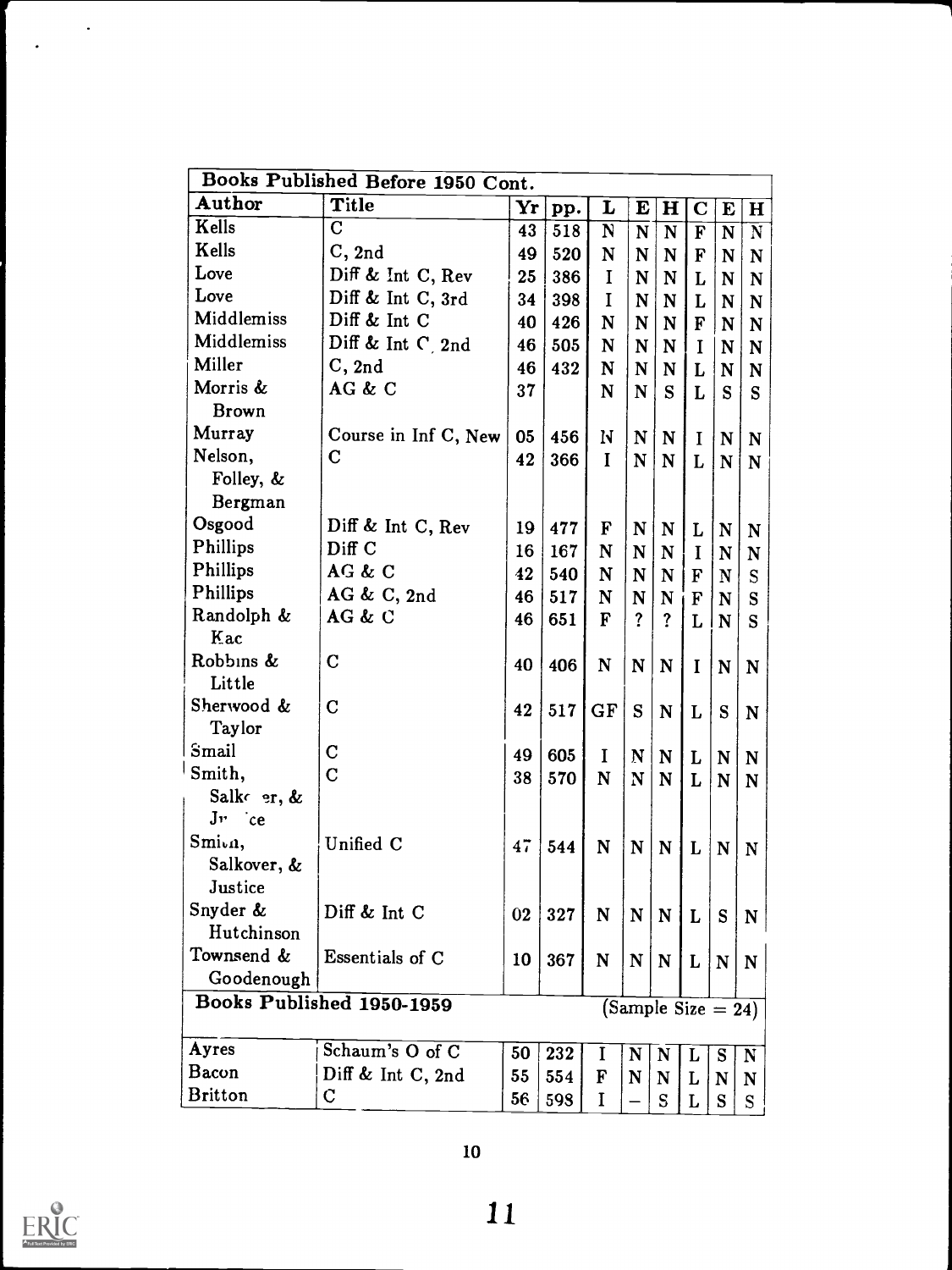| Author | Title | Yr | pp. | L | E | H | C | E | H |
|---|---|---|---|---|---|---|---|---|---|
| **Books Published Before 1950 Cont.** | | | | | | | | | |
| Kells | C | 43 | 518 | N | N | N | F | N | N |
| Kells | C, 2nd | 49 | 520 | N | N | N | F | N | N |
| Love | Diff & Int C, Rev | 25 | 386 | I | N | N | L | N | N |
| Love | Diff & Int C, 3rd | 34 | 398 | I | N | N | L | N | N |
| Middlemiss | Diff & Int C | 40 | 426 | N | N | N | F | N | N |
| Middlemiss | Diff & Int C, 2nd | 46 | 505 | N | N | N | I | N | N |
| Miller | C, 2nd | 46 | 432 | N | N | N | L | N | N |
| Morris & Brown | AG & C | 37 | | N | N | S | L | S | S |
| Murray | Course in Inf C, New | 05 | 456 | N | N | N | I | N | N |
| Nelson, Folley, & Bergman | C | 42 | 366 | I | N | N | L | N | N |
| Osgood | Diff & Int C, Rev | 19 | 477 | F | N | N | L | N | N |
| Phillips | Diff C | 16 | 167 | N | N | N | I | N | N |
| Phillips | AG & C | 42 | 540 | N | N | N | F | N | S |
| Phillips | AG & C, 2nd | 46 | 517 | N | N | N | F | N | S |
| Randolph & Kac | AG & C | 46 | 651 | F | ? | ? | L | N | S |
| Robbins & Little | C | 40 | 406 | N | N | N | I | N | N |
| Sherwood & Taylor | C | 42 | 517 | GF | S | N | L | S | N |
| Smail | C | 49 | 605 | I | N | N | L | N | N |
| Smith, Salkover, & Justice | C | 38 | 570 | N | N | N | L | N | N |
| Smith, Salkover, & Justice | Unified C | 47 | 544 | N | N | N | L | N | N |
| Snyder & Hutchinson | Diff & Int C | 02 | 327 | N | N | N | L | S | N |
| Townsend & Goodenough | Essentials of C | 10 | 367 | N | N | N | L | N | N |
| **Books Published 1950-1959** | | | | (Sample Size = 24) | | | | | |
| Ayres | Schaum's O of C | 50 | 232 | I | N | N | L | S | N |
| Bacon | Diff & Int C, 2nd | 55 | 554 | F | N | N | L | N | N |
| Britton | C | 56 | 598 | I | – | S | L | S | S |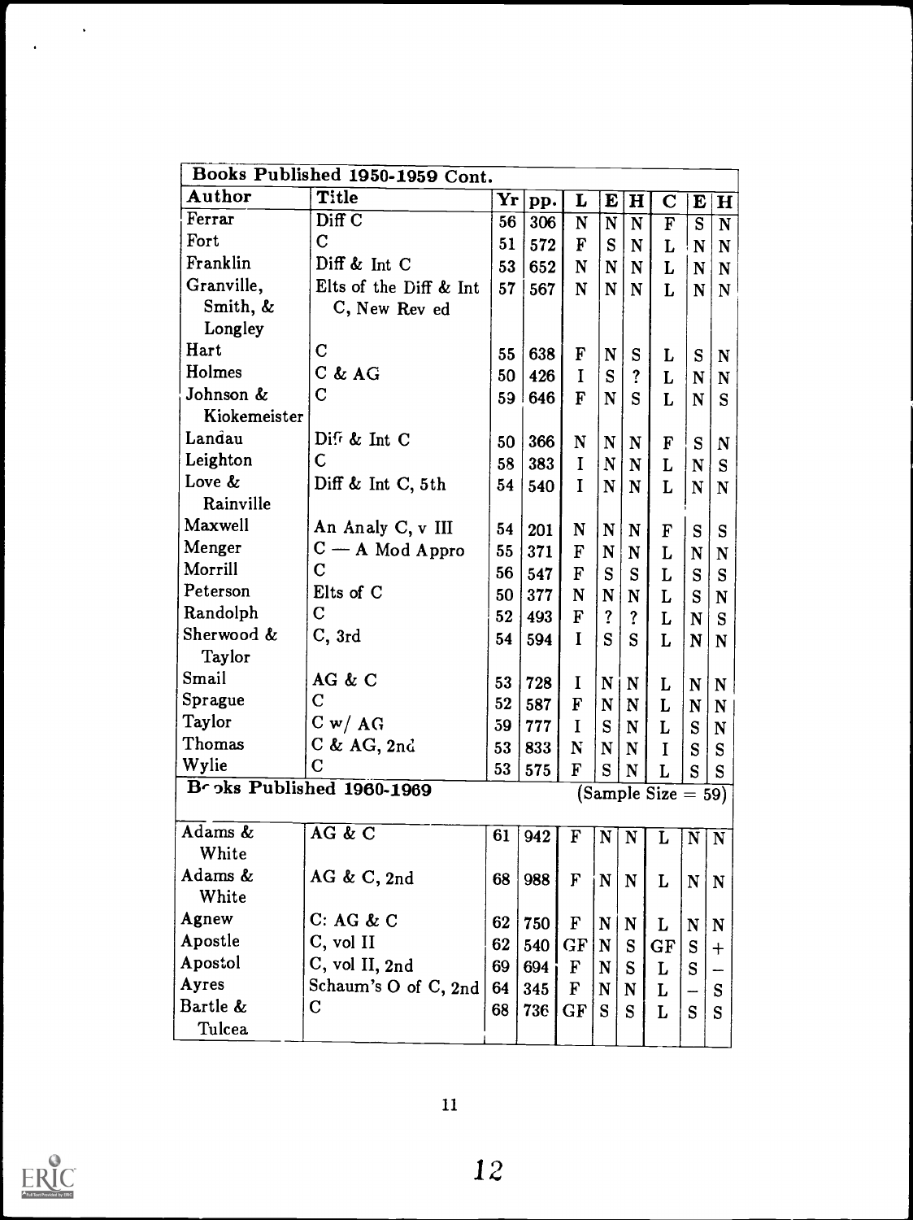| Books Published 1950-1959 Cont. | | | | | | | | | |
|---|---|---|---|---|---|---|---|---|---|
| **Author** | **Title** | **Yr** | **pp.** | **L** | **E** | **H** | **C** | **E** | **H** |
| Ferrar | Diff C | 56 | 306 | N | N | N | F | S | N |
| Fort | C | 51 | 572 | F | S | N | L | N | N |
| Franklin | Diff & Int C | 53 | 652 | N | N | N | L | N | N |
| Granville, Smith, & Longley | Elts of the Diff & Int C, New Rev ed | 57 | 567 | N | N | N | L | N | N |
| Hart | C | 55 | 638 | F | N | S | L | S | N |
| Holmes | C & AG | 50 | 426 | I | S | ? | L | N | N |
| Johnson & Kiokemeister | C | 59 | 646 | F | N | S | L | N | S |
| Landau | Diff & Int C | 50 | 366 | N | N | N | F | S | N |
| Leighton | C | 58 | 383 | I | N | N | L | N | S |
| Love & Rainville | Diff & Int C, 5th | 54 | 540 | I | N | N | L | N | N |
| Maxwell | An Analy C, v III | 54 | 201 | N | N | N | F | S | S |
| Menger | C — A Mod Appro | 55 | 371 | F | N | N | L | N | N |
| Morrill | C | 56 | 547 | F | S | S | L | S | S |
| Peterson | Elts of C | 50 | 377 | N | N | N | L | S | N |
| Randolph | C | 52 | 493 | F | ? | ? | L | N | S |
| Sherwood & Taylor | C, 3rd | 54 | 594 | I | S | S | L | N | N |
| Smail | AG & C | 53 | 728 | I | N | N | L | N | N |
| Sprague | C | 52 | 587 | F | N | N | L | N | N |
| Taylor | C w/ AG | 59 | 777 | I | S | N | L | S | N |
| Thomas | C & AG, 2nd | 53 | 833 | N | N | N | I | S | S |
| Wylie | C | 53 | 575 | F | S | N | L | S | S |
| **Books Published 1960-1969** | | | | | | (Sample Size = 59) | | | |
| Adams & White | AG & C | 61 | 942 | F | N | N | L | N | N |
| Adams & White | AG & C, 2nd | 68 | 988 | F | N | N | L | N | N |
| Agnew | C: AG & C | 62 | 750 | F | N | N | L | N | N |
| Apostle | C, vol II | 62 | 540 | GF | N | S | GF | S | + |
| Apostol | C, vol II, 2nd | 69 | 694 | F | N | S | L | S | – |
| Ayres | Schaum's O of C, 2nd | 64 | 345 | F | N | N | L | – | S |
| Bartle & Tulcea | C | 68 | 736 | GF | S | S | L | S | S |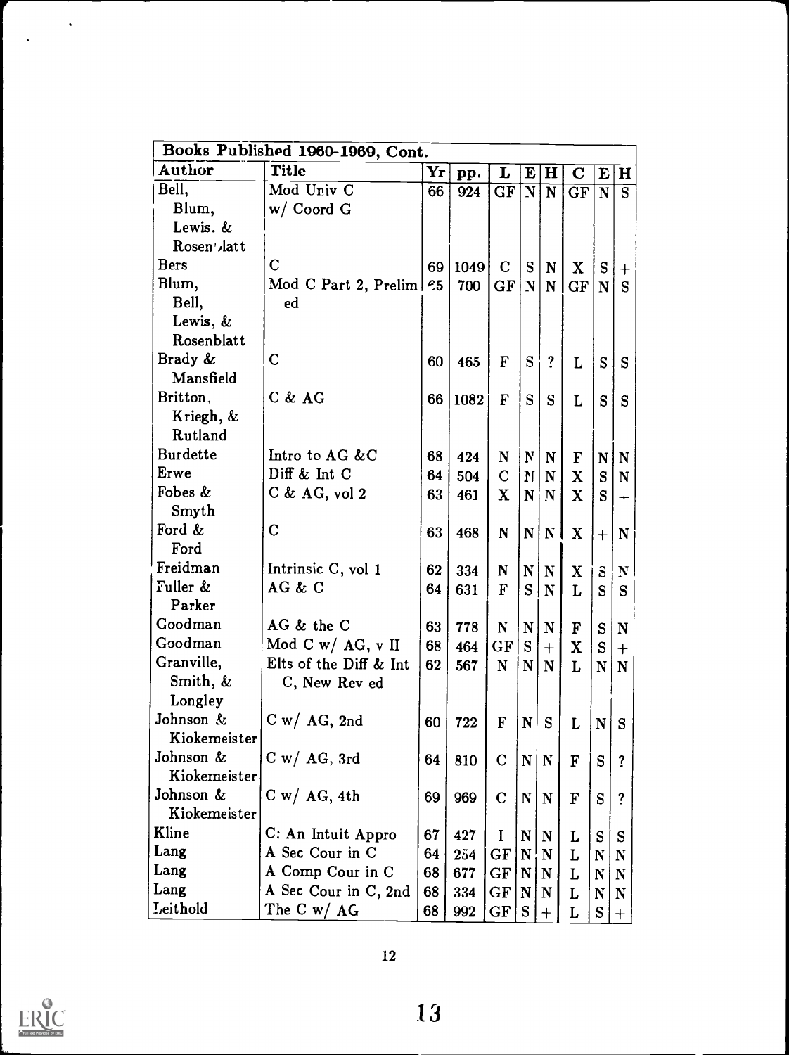| Books Published 1960-1969, Cont. | | | | | | | | | |
|---|---|---|---|---|---|---|---|---|---|
| Author | Title | Yr | pp. | L | E | H | C | E | H |
| Bell, Blum, Lewis. & Rosenblatt | Mod Univ C w/ Coord G | 66 | 924 | GF | N | N | GF | N | S |
| Bers | C | 69 | 1049 | C | S | N | X | S | + |
| Blum, Bell, Lewis, & Rosenblatt | Mod C Part 2, Prelim ed | 65 | 700 | GF | N | N | GF | N | S |
| Brady & Mansfield | C | 60 | 465 | F | S | ? | L | S | S |
| Britton, Kriegh, & Rutland | C & AG | 66 | 1082 | F | S | S | L | S | S |
| Burdette | Intro to AG &C | 68 | 424 | N | N | N | F | N | N |
| Erwe | Diff & Int C | 64 | 504 | C | N | N | X | S | N |
| Fobes & Smyth | C & AG, vol 2 | 63 | 461 | X | N | N | X | S | + |
| Ford & Ford | C | 63 | 468 | N | N | N | X | + | N |
| Freidman | Intrinsic C, vol 1 | 62 | 334 | N | N | N | X | S | N |
| Fuller & Parker | AG & C | 64 | 631 | F | S | N | L | S | S |
| Goodman | AG & the C | 63 | 778 | N | N | N | F | S | N |
| Goodman | Mod C w/ AG, v II | 68 | 464 | GF | S | + | X | S | + |
| Granville, Smith, & Longley | Elts of the Diff & Int C, New Rev ed | 62 | 567 | N | N | N | L | N | N |
| Johnson & Kiokemeister | C w/ AG, 2nd | 60 | 722 | F | N | S | L | N | S |
| Johnson & Kiokemeister | C w/ AG, 3rd | 64 | 810 | C | N | N | F | S | ? |
| Johnson & Kiokemeister | C w/ AG, 4th | 69 | 969 | C | N | N | F | S | ? |
| Kline | C: An Intuit Appro | 67 | 427 | I | N | N | L | S | S |
| Lang | A Sec Cour in C | 64 | 254 | GF | N | N | L | N | N |
| Lang | A Comp Cour in C | 68 | 677 | GF | N | N | L | N | N |
| Lang | A Sec Cour in C, 2nd | 68 | 334 | GF | N | N | L | N | N |
| Leithold | The C w/ AG | 68 | 992 | GF | S | + | L | S | + |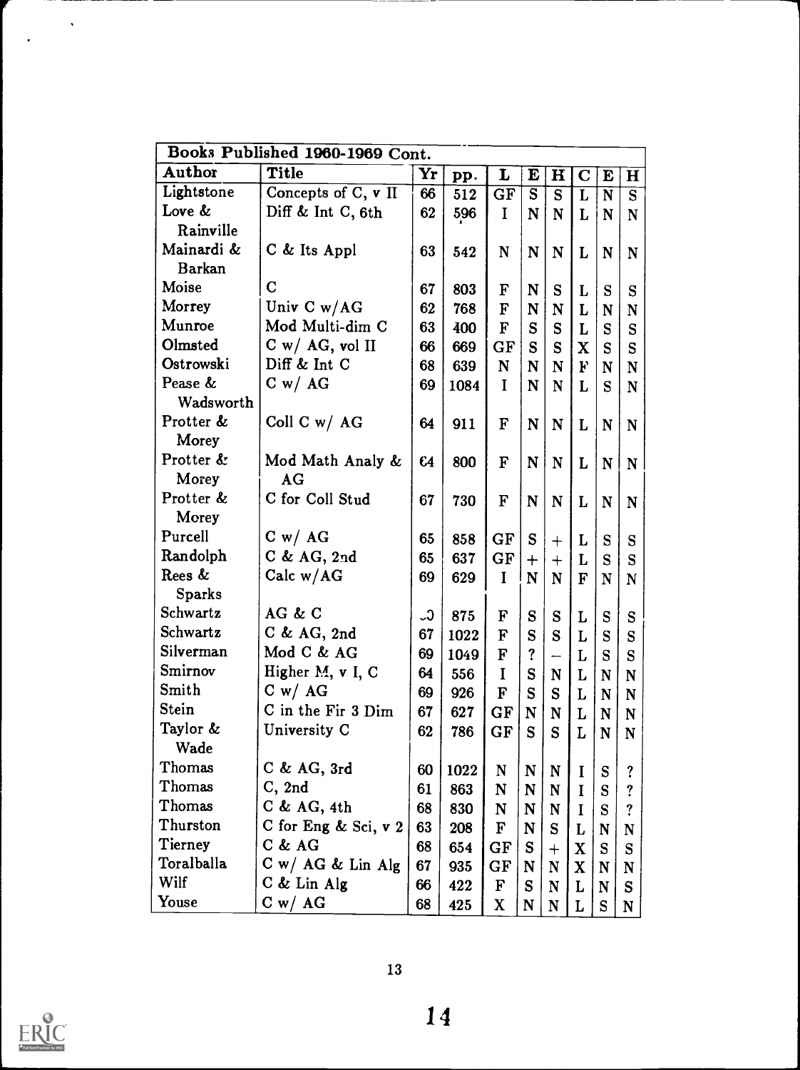| Books Published 1960-1969 Cont. | | | | | | | | | |
|---|---|---|---|---|---|---|---|---|---|
| Author | Title | Yr | pp. | L | E | H | C | E | H |
| Lightstone | Concepts of C, v II | 66 | 512 | GF | S | S | L | N | S |
| Love & Rainville | Diff & Int C, 6th | 62 | 596 | I | N | N | L | N | N |
| Mainardi & Barkan | C & Its Appl | 63 | 542 | N | N | N | L | N | N |
| Moise | C | 67 | 803 | F | N | S | L | S | S |
| Morrey | Univ C w/AG | 62 | 768 | F | N | N | L | N | N |
| Munroe | Mod Multi-dim C | 63 | 400 | F | S | S | L | S | S |
| Olmsted | C w/ AG, vol II | 66 | 669 | GF | S | S | X | S | S |
| Ostrowski | Diff & Int C | 68 | 639 | N | N | N | F | N | N |
| Pease & Wadsworth | C w/ AG | 69 | 1084 | I | N | N | L | S | N |
| Protter & Morey | Coll C w/ AG | 64 | 911 | F | N | N | L | N | N |
| Protter & Morey | Mod Math Analy & AG | 64 | 800 | F | N | N | L | N | N |
| Protter & Morey | C for Coll Stud | 67 | 730 | F | N | N | L | N | N |
| Purcell | C w/ AG | 65 | 858 | GF | S | + | L | S | S |
| Randolph | C & AG, 2nd | 65 | 637 | GF | + | + | L | S | S |
| Rees & Sparks | Calc w/AG | 69 | 629 | I | N | N | F | N | N |
| Schwartz | AG & C | 60 | 875 | F | S | S | L | S | S |
| Schwartz | C & AG, 2nd | 67 | 1022 | F | S | S | L | S | S |
| Silverman | Mod C & AG | 69 | 1049 | F | ? | – | L | S | S |
| Smirnov | Higher M, v I, C | 64 | 556 | I | S | N | L | N | N |
| Smith | C w/ AG | 69 | 926 | F | S | S | L | N | N |
| Stein | C in the Fir 3 Dim | 67 | 627 | GF | N | N | L | N | N |
| Taylor & Wade | University C | 62 | 786 | GF | S | S | L | N | N |
| Thomas | C & AG, 3rd | 60 | 1022 | N | N | N | I | S | ? |
| Thomas | C, 2nd | 61 | 863 | N | N | N | I | S | ? |
| Thomas | C & AG, 4th | 68 | 830 | N | N | N | I | S | ? |
| Thurston | C for Eng & Sci, v 2 | 63 | 208 | F | N | S | L | N | N |
| Tierney | C & AG | 68 | 654 | GF | S | + | X | S | S |
| Toralballa | C w/ AG & Lin Alg | 67 | 935 | GF | N | N | X | N | N |
| Wilf | C & Lin Alg | 66 | 422 | F | S | N | L | N | S |
| Youse | C w/ AG | 68 | 425 | X | N | N | L | S | N |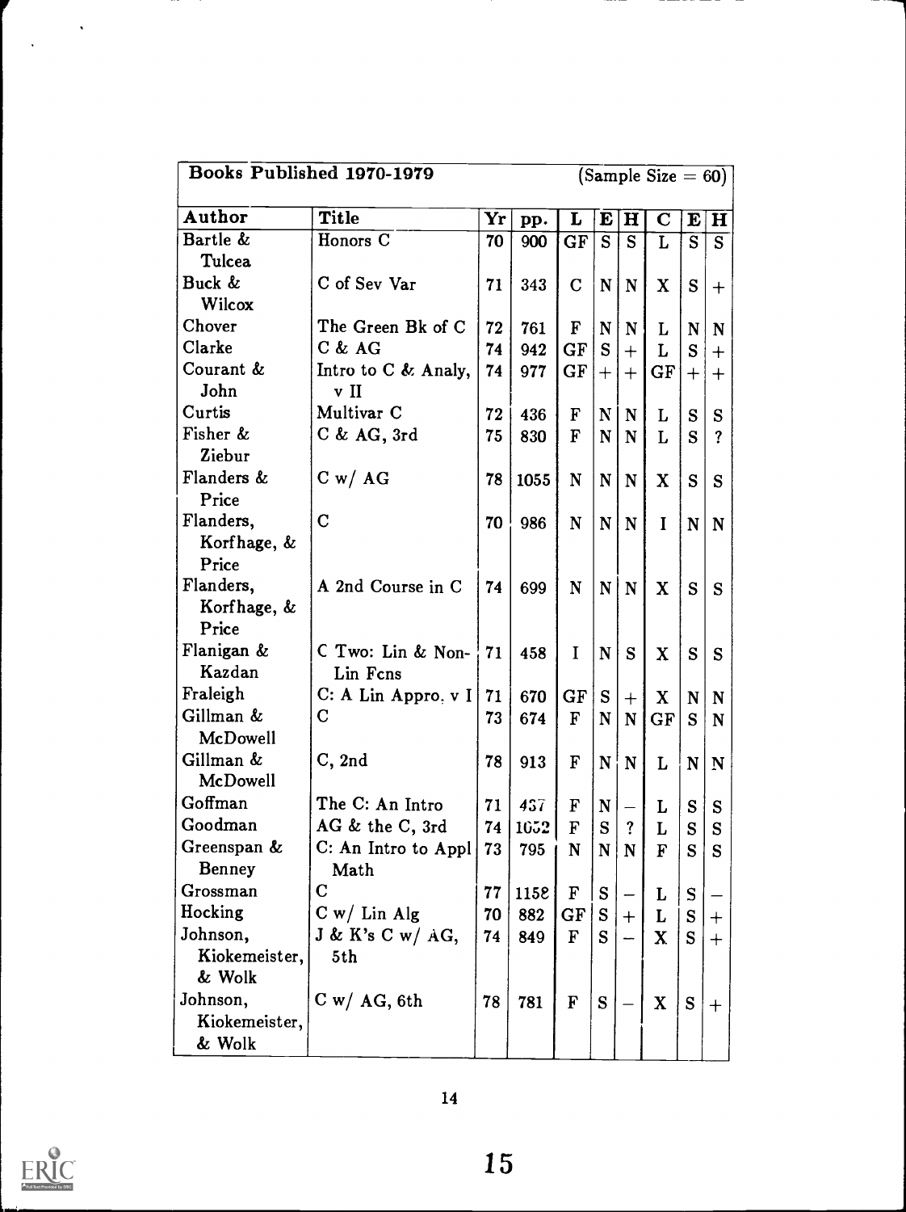| Books Published 1970-1979 | | | | | | | | | (Sample Size = 60) |
|---|---|---|---|---|---|---|---|---|---|
| Author | Title | Yr | pp. | L | E | H | C | E | H |
| Bartle & Tulcea | Honors C | 70 | 900 | GF | S | S | L | S | S |
| Buck & Wilcox | C of Sev Var | 71 | 343 | C | N | N | X | S | + |
| Chover | The Green Bk of C | 72 | 761 | F | N | N | L | N | N |
| Clarke | C & AG | 74 | 942 | GF | S | + | L | S | + |
| Courant & John | Intro to C & Analy, v II | 74 | 977 | GF | + | + | GF | + | + |
| Curtis | Multivar C | 72 | 436 | F | N | N | L | S | S |
| Fisher & Ziebur | C & AG, 3rd | 75 | 830 | F | N | N | L | S | ? |
| Flanders & Price | C w/ AG | 78 | 1055 | N | N | N | X | S | S |
| Flanders, Korfhage, & Price | C | 70 | 986 | N | N | N | I | N | N |
| Flanders, Korfhage, & Price | A 2nd Course in C | 74 | 699 | N | N | N | X | S | S |
| Flanigan & Kazdan | C Two: Lin & Non-Lin Fcns | 71 | 458 | I | N | S | X | S | S |
| Fraleigh | C: A Lin Appro, v I | 71 | 670 | GF | S | + | X | N | N |
| Gillman & McDowell | C | 73 | 674 | F | N | N | GF | S | N |
| Gillman & McDowell | C, 2nd | 78 | 913 | F | N | N | L | N | N |
| Goffman | The C: An Intro | 71 | 437 | F | N | – | L | S | S |
| Goodman | AG & the C, 3rd | 74 | 1052 | F | S | ? | L | S | S |
| Greenspan & Benney | C: An Intro to Appl Math | 73 | 795 | N | N | N | F | S | S |
| Grossman | C | 77 | 1158 | F | S | – | L | S | – |
| Hocking | C w/ Lin Alg | 70 | 882 | GF | S | + | L | S | + |
| Johnson, Kiokemeister, & Wolk | J & K's C w/ AG, 5th | 74 | 849 | F | S | – | X | S | + |
| Johnson, Kiokemeister, & Wolk | C w/ AG, 6th | 78 | 781 | F | S | – | X | S | + |

14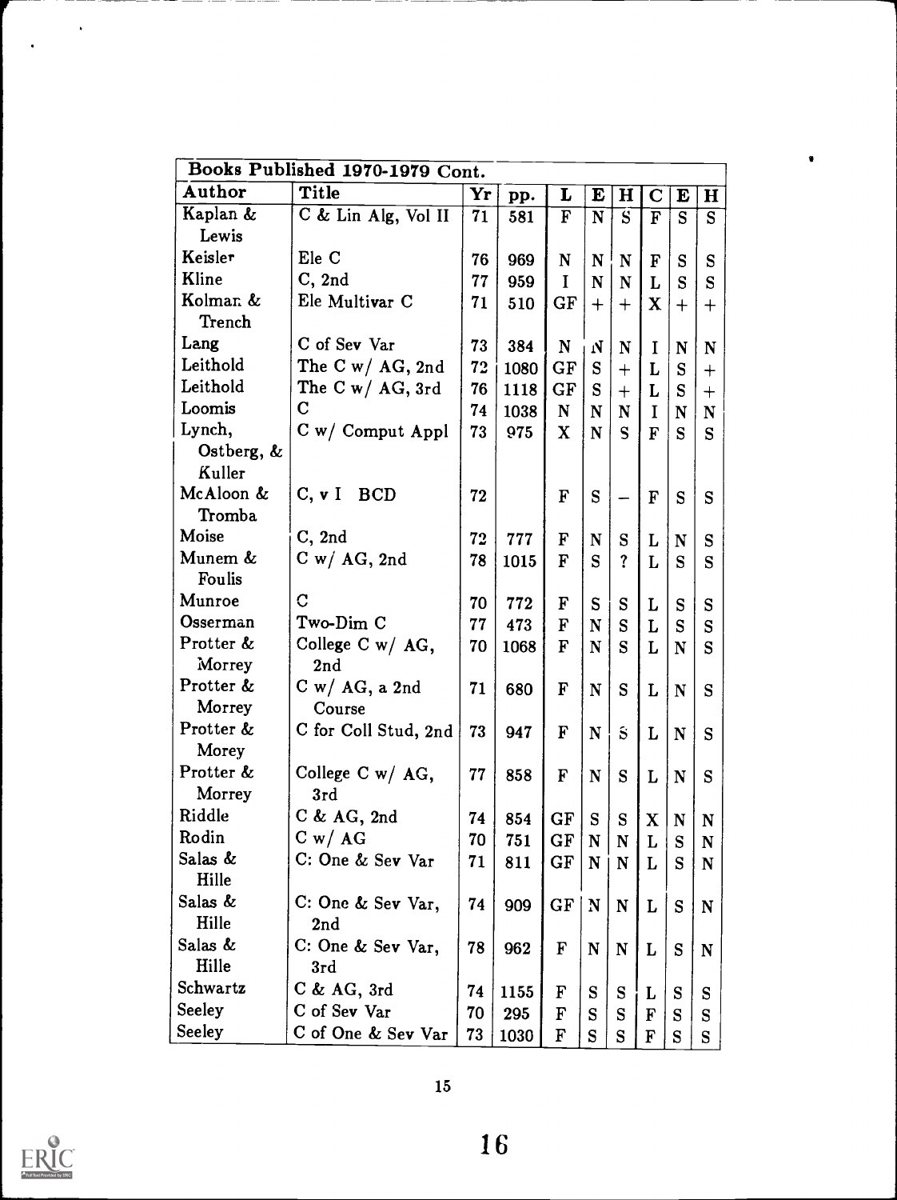| Books Published 1970-1979 Cont. | | | | | | | | | |
|---|---|---|---|---|---|---|---|---|---|
| Author | Title | Yr | pp. | L | E | H | C | E | H |
| Kaplan & Lewis | C & Lin Alg, Vol II | 71 | 581 | F | N | S | F | S | S |
| Keisler | Ele C | 76 | 969 | N | N | N | F | S | S |
| Kline | C, 2nd | 77 | 959 | I | N | N | L | S | S |
| Kolman & Trench | Ele Multivar C | 71 | 510 | GF | + | + | X | + | + |
| Lang | C of Sev Var | 73 | 384 | N | N | N | I | N | N |
| Leithold | The C w/ AG, 2nd | 72 | 1080 | GF | S | + | L | S | + |
| Leithold | The C w/ AG, 3rd | 76 | 1118 | GF | S | + | L | S | + |
| Loomis | C | 74 | 1038 | N | N | N | I | N | N |
| Lynch, Ostberg, & Kuller | C w/ Comput Appl | 73 | 975 | X | N | S | F | S | S |
| McAloon & Tromba | C, v I BCD | 72 | | F | S | – | F | S | S |
| Moise | C, 2nd | 72 | 777 | F | N | S | L | N | S |
| Munem & Foulis | C w/ AG, 2nd | 78 | 1015 | F | S | ? | L | S | S |
| Munroe | C | 70 | 772 | F | S | S | L | S | S |
| Osserman | Two-Dim C | 77 | 473 | F | N | S | L | S | S |
| Protter & Morrey | College C w/ AG, 2nd | 70 | 1068 | F | N | S | L | N | S |
| Protter & Morrey | C w/ AG, a 2nd Course | 71 | 680 | F | N | S | L | N | S |
| Protter & Morey | C for Coll Stud, 2nd | 73 | 947 | F | N | S | L | N | S |
| Protter & Morrey | College C w/ AG, 3rd | 77 | 858 | F | N | S | L | N | S |
| Riddle | C & AG, 2nd | 74 | 854 | GF | S | S | X | N | N |
| Rodin | C w/ AG | 70 | 751 | GF | N | N | L | S | N |
| Salas & Hille | C: One & Sev Var | 71 | 811 | GF | N | N | L | S | N |
| Salas & Hille | C: One & Sev Var, 2nd | 74 | 909 | GF | N | N | L | S | N |
| Salas & Hille | C: One & Sev Var, 3rd | 78 | 962 | F | N | N | L | S | N |
| Schwartz | C & AG, 3rd | 74 | 1155 | F | S | S | L | S | S |
| Seeley | C of Sev Var | 70 | 295 | F | S | S | F | S | S |
| Seeley | C of One & Sev Var | 73 | 1030 | F | S | S | F | S | S |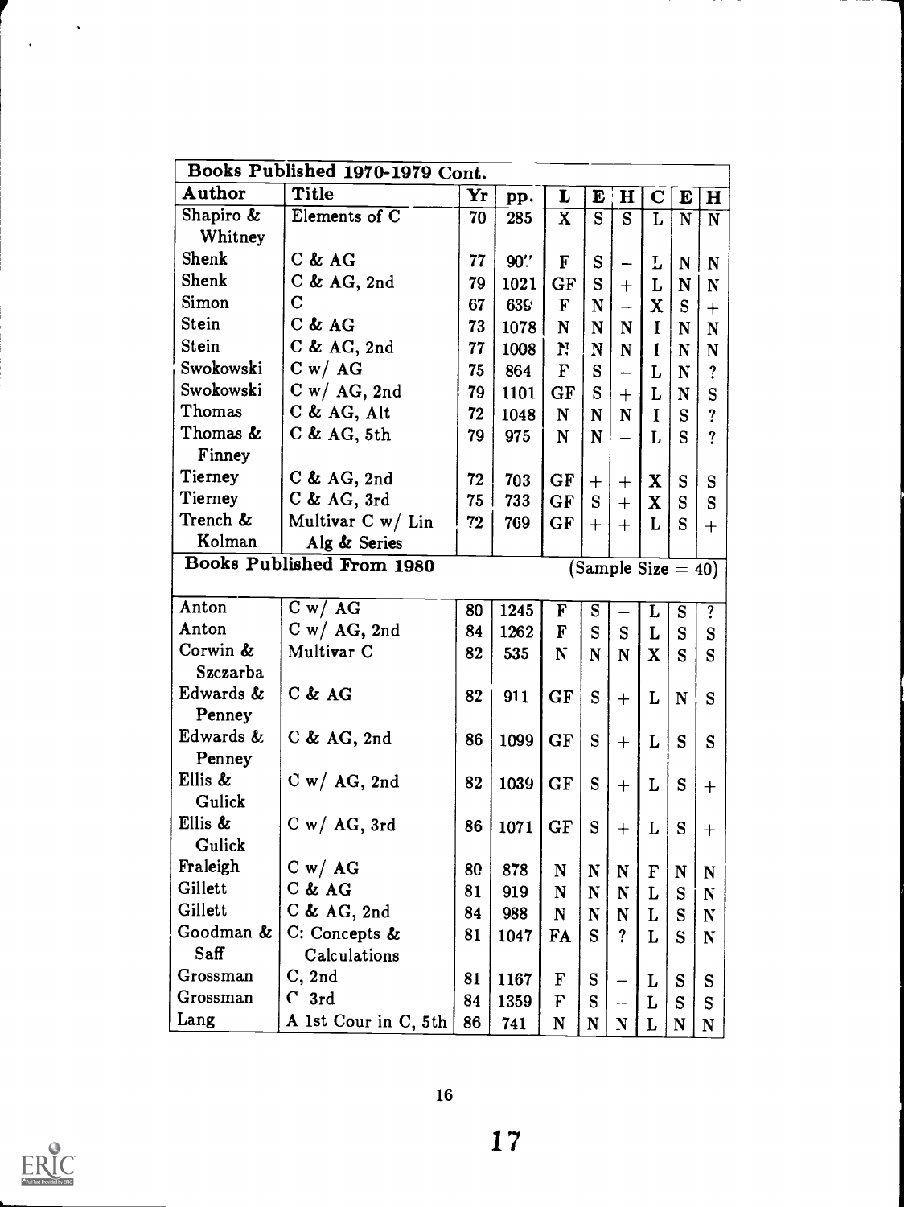| Books Published 1970-1979 Cont. | | | | | | | | | |
|---|---|---|---|---|---|---|---|---|---|
| Author | Title | Yr | pp. | L | E | H | C | E | H |
| Shapiro & Whitney | Elements of C | 70 | 285 | X | S | S | L | N | N |
| Shenk | C & AG | 77 | 90'' | F | S | – | L | N | N |
| Shenk | C & AG, 2nd | 79 | 1021 | GF | S | + | L | N | N |
| Simon | C | 67 | 639 | F | N | – | X | S | + |
| Stein | C & AG | 73 | 1078 | N | N | N | I | N | N |
| Stein | C & AG, 2nd | 77 | 1008 | N | N | N | I | N | N |
| Swokowski | C w/ AG | 75 | 864 | F | S | – | L | N | ? |
| Swokowski | C w/ AG, 2nd | 79 | 1101 | GF | S | + | L | N | S |
| Thomas | C & AG, Alt | 72 | 1048 | N | N | N | I | S | ? |
| Thomas & Finney | C & AG, 5th | 79 | 975 | N | N | – | L | S | ? |
| Tierney | C & AG, 2nd | 72 | 703 | GF | + | + | X | S | S |
| Tierney | C & AG, 3rd | 75 | 733 | GF | S | + | X | S | S |
| Trench & Kolman | Multivar C w/ Lin Alg & Series | 72 | 769 | GF | + | + | L | S | + |
| **Books Published From 1980** | | | | | (Sample Size = 40) | | | | |
| Anton | C w/ AG | 80 | 1245 | F | S | – | L | S | ? |
| Anton | C w/ AG, 2nd | 84 | 1262 | F | S | S | L | S | S |
| Corwin & Szczarba | Multivar C | 82 | 535 | N | N | N | X | S | S |
| Edwards & Penney | C & AG | 82 | 911 | GF | S | + | L | N | S |
| Edwards & Penney | C & AG, 2nd | 86 | 1099 | GF | S | + | L | S | S |
| Ellis & Gulick | C w/ AG, 2nd | 82 | 1039 | GF | S | + | L | S | + |
| Ellis & Gulick | C w/ AG, 3rd | 86 | 1071 | GF | S | + | L | S | + |
| Fraleigh | C w/ AG | 80 | 878 | N | N | N | F | N | N |
| Gillett | C & AG | 81 | 919 | N | N | N | L | S | N |
| Gillett | C & AG, 2nd | 84 | 988 | N | N | N | L | S | N |
| Goodman & Saff | C: Concepts & Calculations | 81 | 1047 | FA | S | ? | L | S | N |
| Grossman | C, 2nd | 81 | 1167 | F | S | – | L | S | S |
| Grossman | C 3rd | 84 | 1359 | F | S | – | L | S | S |
| Lang | A 1st Cour in C, 5th | 86 | 741 | N | N | N | L | N | N |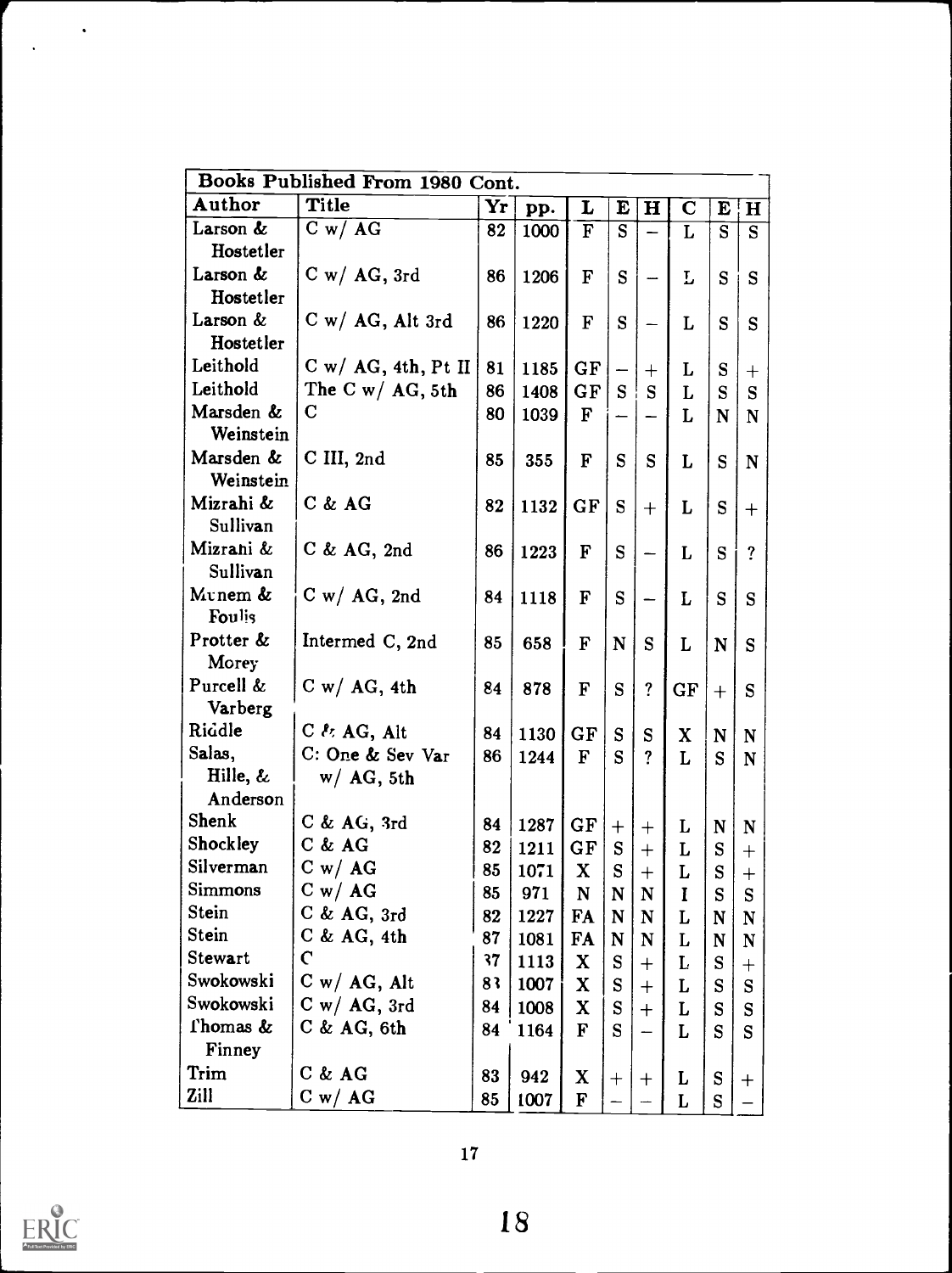| Books Published From 1980 Cont. | | | | | | | | | |
|---|---|---|---|---|---|---|---|---|---|
| Author | Title | Yr | pp. | L | E | H | C | E | H |
| Larson & Hostetler | C w/ AG | 82 | 1000 | F | S | – | L | S | S |
| Larson & Hostetler | C w/ AG, 3rd | 86 | 1206 | F | S | – | L | S | S |
| Larson & Hostetler | C w/ AG, Alt 3rd | 86 | 1220 | F | S | – | L | S | S |
| Leithold | C w/ AG, 4th, Pt II | 81 | 1185 | GF | – | + | L | S | + |
| Leithold | The C w/ AG, 5th | 86 | 1408 | GF | S | S | L | S | S |
| Marsden & Weinstein | C | 80 | 1039 | F | – | – | L | N | N |
| Marsden & Weinstein | C III, 2nd | 85 | 355 | F | S | S | L | S | N |
| Mizrahi & Sullivan | C & AG | 82 | 1132 | GF | S | + | L | S | + |
| Mizrahi & Sullivan | C & AG, 2nd | 86 | 1223 | F | S | – | L | S | ? |
| Munem & Foulis | C w/ AG, 2nd | 84 | 1118 | F | S | – | L | S | S |
| Protter & Morey | Intermed C, 2nd | 85 | 658 | F | N | S | L | N | S |
| Purcell & Varberg | C w/ AG, 4th | 84 | 878 | F | S | ? | GF | + | S |
| Riddle | C & AG, Alt | 84 | 1130 | GF | S | S | X | N | N |
| Salas, Hille, & Anderson | C: One & Sev Var w/ AG, 5th | 86 | 1244 | F | S | ? | L | S | N |
| Shenk | C & AG, 3rd | 84 | 1287 | GF | + | + | L | N | N |
| Shockley | C & AG | 82 | 1211 | GF | S | + | L | S | + |
| Silverman | C w/ AG | 85 | 1071 | X | S | + | L | S | + |
| Simmons | C w/ AG | 85 | 971 | N | N | N | I | S | S |
| Stein | C & AG, 3rd | 82 | 1227 | FA | N | N | L | N | N |
| Stein | C & AG, 4th | 87 | 1081 | FA | N | N | L | N | N |
| Stewart | C | 87 | 1113 | X | S | + | L | S | + |
| Swokowski | C w/ AG, Alt | 83 | 1007 | X | S | + | L | S | S |
| Swokowski | C w/ AG, 3rd | 84 | 1008 | X | S | + | L | S | S |
| Thomas & Finney | C & AG, 6th | 84 | 1164 | F | S | – | L | S | S |
| Trim | C & AG | 83 | 942 | X | + | + | L | S | + |
| Zill | C w/ AG | 85 | 1007 | F | – | – | L | S | – |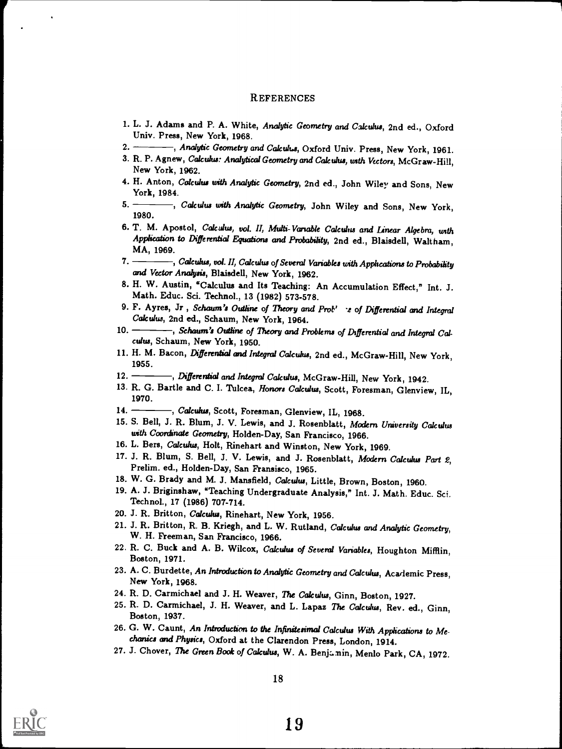## REFERENCES

1. L. J. Adams and P. A. White, *Analytic Geometry and Calculus*, 2nd ed., Oxford Univ. Press, New York, 1968.
2. ———, *Analytic Geometry and Calculus*, Oxford Univ. Press, New York, 1961.
3. R. P. Agnew, *Calculus: Analytical Geometry and Calculus, with Vectors*, McGraw-Hill, New York, 1962.
4. H. Anton, *Calculus with Analytic Geometry*, 2nd ed., John Wiley and Sons, New York, 1984.
5. ———, *Calculus with Analytic Geometry*, John Wiley and Sons, New York, 1980.
6. T. M. Apostol, *Calculus, vol. II, Multi-Variable Calculus and Linear Algebra, with Application to Differential Equations and Probability*, 2nd ed., Blaisdell, Waltham, MA, 1969.
7. ———, *Calculus, vol. II, Calculus of Several Variables with Applications to Probability and Vector Analysis*, Blaisdell, New York, 1962.
8. H. W. Austin, "Calculus and Its Teaching: An Accumulation Effect," Int. J. Math. Educ. Sci. Technol., 13 (1982) 573-578.
9. F. Ayres, Jr , *Schaum's Outline of Theory and Prob' ·s of Differential and Integral Calculus*, 2nd ed., Schaum, New York, 1964.
10. ———, *Schaum's Outline of Theory and Problems of Differential and Integral Calculus*, Schaum, New York, 1950.
11. H. M. Bacon, *Differential and Integral Calculus*, 2nd ed., McGraw-Hill, New York, 1955.
12. ———, *Differential and Integral Calculus*, McGraw-Hill, New York, 1942.
13. R. G. Bartle and C. I. Tulcea, *Honors Calculus*, Scott, Foresman, Glenview, IL, 1970.
14. ———, *Calculus*, Scott, Foresman, Glenview, IL, 1968.
15. S. Bell, J. R. Blum, J. V. Lewis, and J. Rosenblatt, *Modern University Calculus with Coordinate Geometry*, Holden-Day, San Francisco, 1966.
16. L. Bers, *Calculus*, Holt, Rinehart and Winston, New York, 1969.
17. J. R. Blum, S. Bell, J. V. Lewis, and J. Rosenblatt, *Modern Calculus Part 2*, Prelim. ed., Holden-Day, San Fransisco, 1965.
18. W. G. Brady and M. J. Mansfield, *Calculus*, Little, Brown, Boston, 1960.
19. A. J. Briginshaw, "Teaching Undergraduate Analysis," Int. J. Math. Educ. Sci. Technol., 17 (1986) 707-714.
20. J. R. Britton, *Calculus*, Rinehart, New York, 1956.
21. J. R. Britton, R. B. Kriegh, and L. W. Rutland, *Calculus and Analytic Geometry*, W. H. Freeman, San Francisco, 1966.
22. R. C. Buck and A. B. Wilcox, *Calculus of Several Variables*, Houghton Mifflin, Boston, 1971.
23. A. C. Burdette, *An Introduction to Analytic Geometry and Calculus*, Academic Press, New York, 1968.
24. R. D. Carmichael and J. H. Weaver, *The Calculus*, Ginn, Boston, 1927.
25. R. D. Carmichael, J. H. Weaver, and L. Lapaz *The Calculus*, Rev. ed., Ginn, Boston, 1937.
26. G. W. Caunt, *An Introduction to the Infinitesimal Calculus With Applications to Mechanics and Physics*, Oxford at the Clarendon Press, London, 1914.
27. J. Chover, *The Green Book of Calculus*, W. A. Benjamin, Menlo Park, CA, 1972.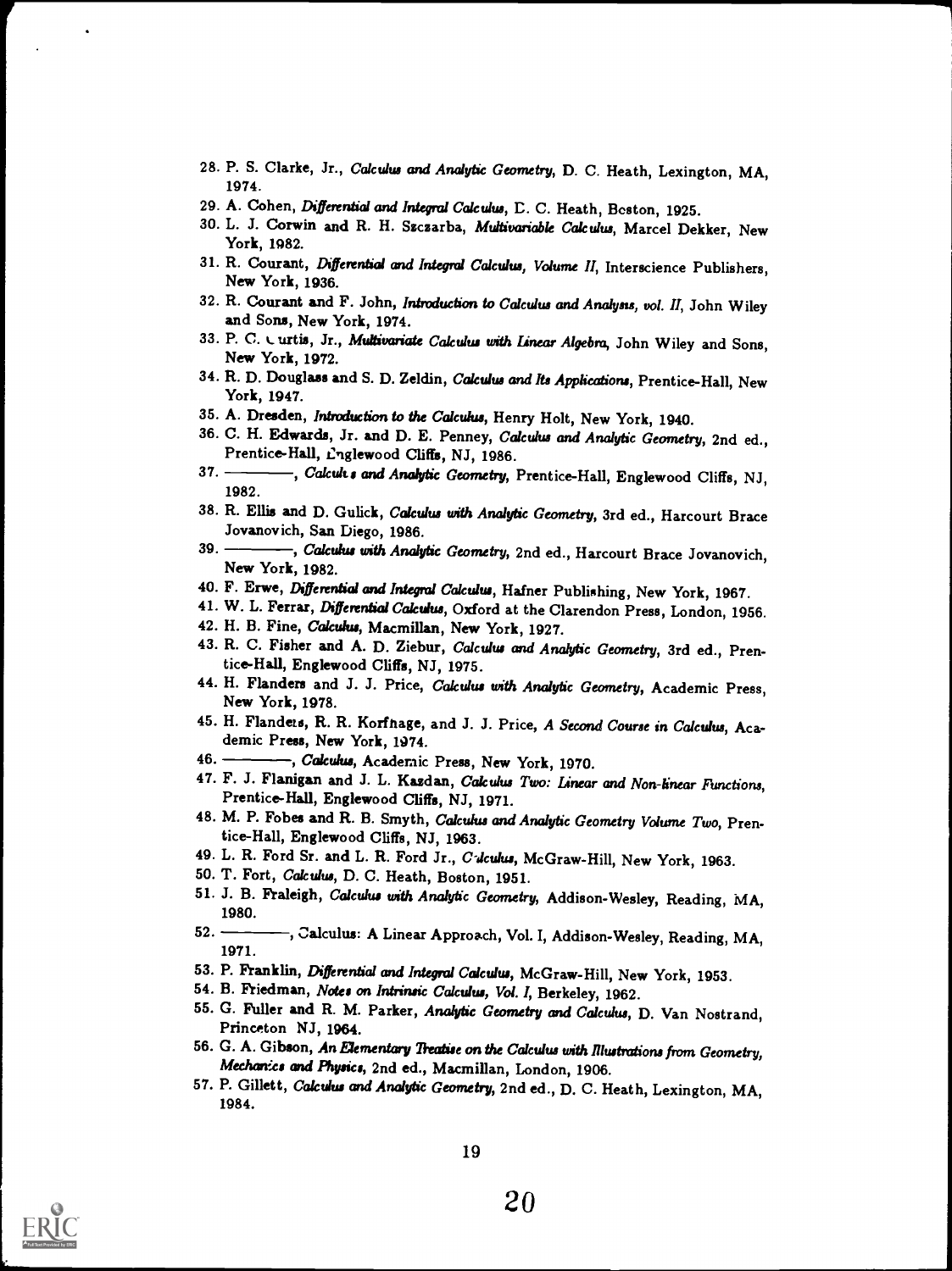28. P. S. Clarke, Jr., *Calculus and Analytic Geometry*, D. C. Heath, Lexington, MA, 1974.
29. A. Cohen, *Differential and Integral Calculus*, D. C. Heath, Boston, 1925.
30. L. J. Corwin and R. H. Szczarba, *Multivariable Calculus*, Marcel Dekker, New York, 1982.
31. R. Courant, *Differential and Integral Calculus, Volume II*, Interscience Publishers, New York, 1936.
32. R. Courant and F. John, *Introduction to Calculus and Analysis, vol. II*, John Wiley and Sons, New York, 1974.
33. P. C. Curtis, Jr., *Multivariate Calculus with Linear Algebra*, John Wiley and Sons, New York, 1972.
34. R. D. Douglass and S. D. Zeldin, *Calculus and Its Applications*, Prentice-Hall, New York, 1947.
35. A. Dresden, *Introduction to the Calculus*, Henry Holt, New York, 1940.
36. C. H. Edwards, Jr. and D. E. Penney, *Calculus and Analytic Geometry*, 2nd ed., Prentice-Hall, Englewood Cliffs, NJ, 1986.
37. ———, *Calculus and Analytic Geometry*, Prentice-Hall, Englewood Cliffs, NJ, 1982.
38. R. Ellis and D. Gulick, *Calculus with Analytic Geometry*, 3rd ed., Harcourt Brace Jovanovich, San Diego, 1986.
39. ———, *Calculus with Analytic Geometry*, 2nd ed., Harcourt Brace Jovanovich, New York, 1982.
40. F. Erwe, *Differential and Integral Calculus*, Hafner Publishing, New York, 1967.
41. W. L. Ferrar, *Differential Calculus*, Oxford at the Clarendon Press, London, 1956.
42. H. B. Fine, *Calculus*, Macmillan, New York, 1927.
43. R. C. Fisher and A. D. Ziebur, *Calculus and Analytic Geometry*, 3rd ed., Prentice-Hall, Englewood Cliffs, NJ, 1975.
44. H. Flanders and J. J. Price, *Calculus with Analytic Geometry*, Academic Press, New York, 1978.
45. H. Flanders, R. R. Korfhage, and J. J. Price, *A Second Course in Calculus*, Academic Press, New York, 1974.
46. ———, *Calculus*, Academic Press, New York, 1970.
47. F. J. Flanigan and J. L. Kazdan, *Calculus Two: Linear and Non-linear Functions*, Prentice-Hall, Englewood Cliffs, NJ, 1971.
48. M. P. Fobes and R. B. Smyth, *Calculus and Analytic Geometry Volume Two*, Prentice-Hall, Englewood Cliffs, NJ, 1963.
49. L. R. Ford Sr. and L. R. Ford Jr., *Calculus*, McGraw-Hill, New York, 1963.
50. T. Fort, *Calculus*, D. C. Heath, Boston, 1951.
51. J. B. Fraleigh, *Calculus with Analytic Geometry*, Addison-Wesley, Reading, MA, 1980.
52. ———, Calculus: A Linear Approach, Vol. I, Addison-Wesley, Reading, MA, 1971.
53. P. Franklin, *Differential and Integral Calculus*, McGraw-Hill, New York, 1953.
54. B. Friedman, *Notes on Intrinsic Calculus, Vol. I*, Berkeley, 1962.
55. G. Fuller and R. M. Parker, *Analytic Geometry and Calculus*, D. Van Nostrand, Princeton NJ, 1964.
56. G. A. Gibson, *An Elementary Treatise on the Calculus with Illustrations from Geometry, Mechanics and Physics*, 2nd ed., Macmillan, London, 1906.
57. P. Gillett, *Calculus and Analytic Geometry*, 2nd ed., D. C. Heath, Lexington, MA, 1984.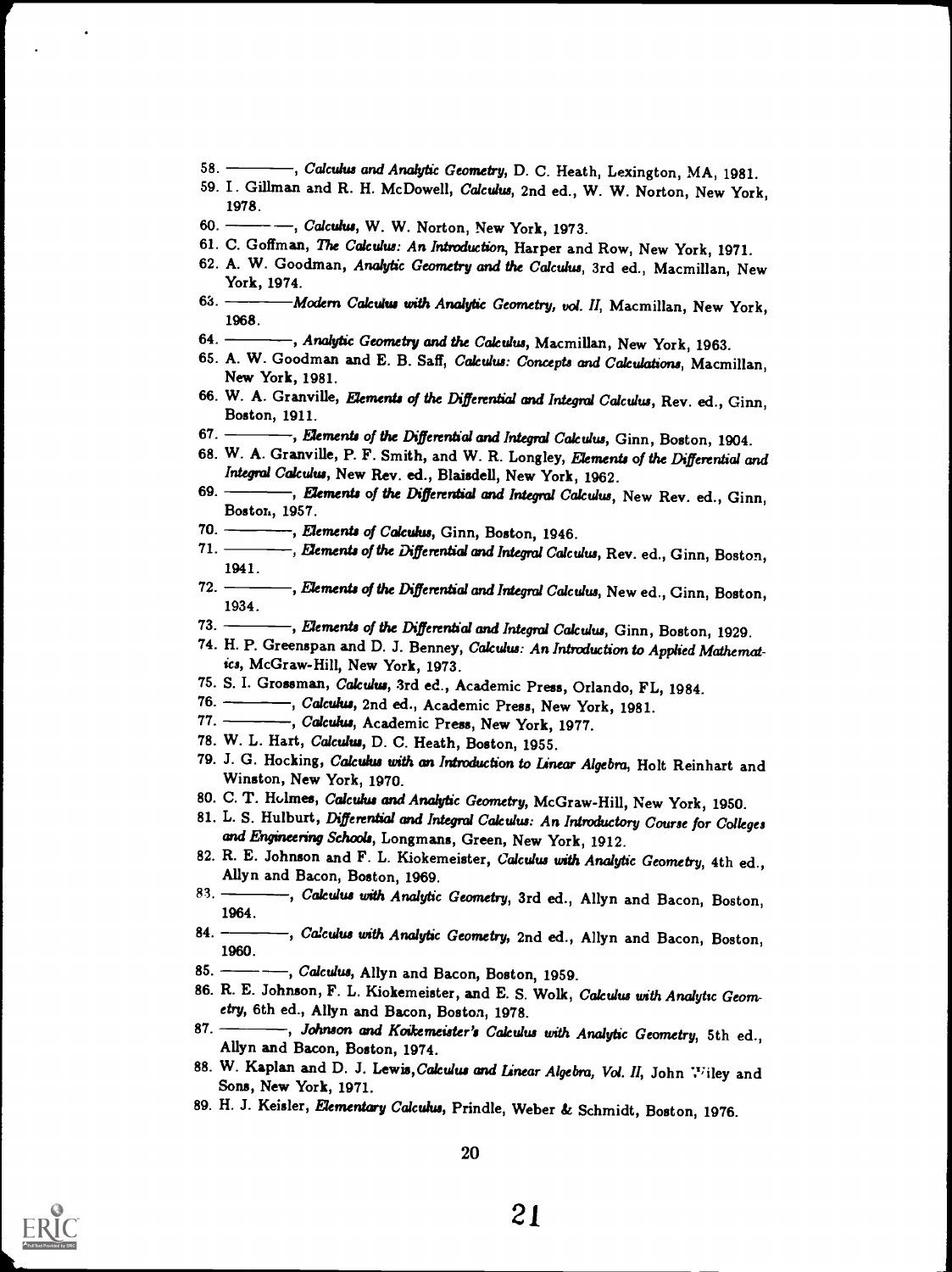58. ———, *Calculus and Analytic Geometry*, D. C. Heath, Lexington, MA, 1981.
59. I. Gillman and R. H. McDowell, *Calculus*, 2nd ed., W. W. Norton, New York, 1978.
60. ———, *Calculus*, W. W. Norton, New York, 1973.
61. C. Goffman, *The Calculus: An Introduction*, Harper and Row, New York, 1971.
62. A. W. Goodman, *Analytic Geometry and the Calculus*, 3rd ed., Macmillan, New York, 1974.
63. ———*Modern Calculus with Analytic Geometry, vol. II*, Macmillan, New York, 1968.
64. ———, *Analytic Geometry and the Calculus*, Macmillan, New York, 1963.
65. A. W. Goodman and E. B. Saff, *Calculus: Concepts and Calculations*, Macmillan, New York, 1981.
66. W. A. Granville, *Elements of the Differential and Integral Calculus*, Rev. ed., Ginn, Boston, 1911.
67. ———, *Elements of the Differential and Integral Calculus*, Ginn, Boston, 1904.
68. W. A. Granville, P. F. Smith, and W. R. Longley, *Elements of the Differential and Integral Calculus*, New Rev. ed., Blaisdell, New York, 1962.
69. ———, *Elements of the Differential and Integral Calculus*, New Rev. ed., Ginn, Boston, 1957.
70. ———, *Elements of Calculus*, Ginn, Boston, 1946.
71. ———, *Elements of the Differential and Integral Calculus*, Rev. ed., Ginn, Boston, 1941.
72. ———, *Elements of the Differential and Integral Calculus*, New ed., Ginn, Boston, 1934.
73. ———, *Elements of the Differential and Integral Calculus*, Ginn, Boston, 1929.
74. H. P. Greenspan and D. J. Benney, *Calculus: An Introduction to Applied Mathematics*, McGraw-Hill, New York, 1973.
75. S. I. Grossman, *Calculus*, 3rd ed., Academic Press, Orlando, FL, 1984.
76. ———, *Calculus*, 2nd ed., Academic Press, New York, 1981.
77. ———, *Calculus*, Academic Press, New York, 1977.
78. W. L. Hart, *Calculus*, D. C. Heath, Boston, 1955.
79. J. G. Hocking, *Calculus with an Introduction to Linear Algebra*, Holt Reinhart and Winston, New York, 1970.
80. C. T. Holmes, *Calculus and Analytic Geometry*, McGraw-Hill, New York, 1950.
81. L. S. Hulburt, *Differential and Integral Calculus: An Introductory Course for Colleges and Engineering Schools*, Longmans, Green, New York, 1912.
82. R. E. Johnson and F. L. Kiokemeister, *Calculus with Analytic Geometry*, 4th ed., Allyn and Bacon, Boston, 1969.
83. ———, *Calculus with Analytic Geometry*, 3rd ed., Allyn and Bacon, Boston, 1964.
84. ———, *Calculus with Analytic Geometry*, 2nd ed., Allyn and Bacon, Boston, 1960.
85. ———, *Calculus*, Allyn and Bacon, Boston, 1959.
86. R. E. Johnson, F. L. Kiokemeister, and E. S. Wolk, *Calculus with Analytic Geometry*, 6th ed., Allyn and Bacon, Boston, 1978.
87. ———, *Johnson and Koikemeister's Calculus with Analytic Geometry*, 5th ed., Allyn and Bacon, Boston, 1974.
88. W. Kaplan and D. J. Lewis, *Calculus and Linear Algebra, Vol. II*, John Wiley and Sons, New York, 1971.
89. H. J. Keisler, *Elementary Calculus*, Prindle, Weber & Schmidt, Boston, 1976.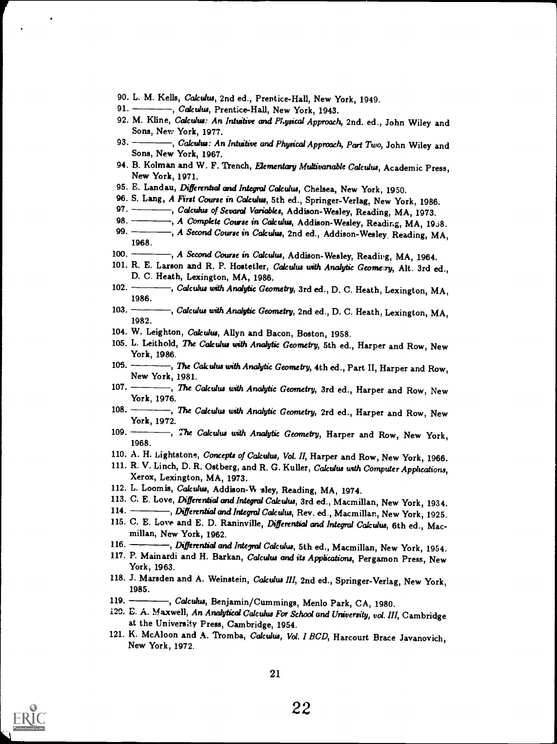90. L. M. Kells, *Calculus*, 2nd ed., Prentice-Hall, New York, 1949.

91. ————, *Calculus*, Prentice-Hall, New York, 1943.

92. M. Kline, *Calculus: An Intuitive and Physical Approach*, 2nd. ed., John Wiley and Sons, New York, 1977.

93. ————, *Calculus: An Intuitive and Physical Approach, Part Two*, John Wiley and Sons, New York, 1967.

94. B. Kolman and W. F. Trench, *Elementary Multivariable Calculus*, Academic Press, New York, 1971.

95. E. Landau, *Differential and Integral Calculus*, Chelsea, New York, 1950.

96. S. Lang, *A First Course in Calculus*, 5th ed., Springer-Verlag, New York, 1986.

97. ————, *Calculus of Several Variables*, Addison-Wesley, Reading, MA, 1973.

98. ————, *A Complete Course in Calculus*, Addison-Wesley, Reading, MA, 1968.

99. ————, *A Second Course in Calculus*, 2nd ed., Addison-Wesley, Reading, MA, 1968.

100. ————, *A Second Course in Calculus*, Addison-Wesley, Reading, MA, 1964.

101. R. E. Larson and R. P. Hostetler, *Calculus with Analytic Geometry*, Alt. 3rd ed., D. C. Heath, Lexington, MA, 1986.

102. ————, *Calculus with Analytic Geometry*, 3rd ed., D. C. Heath, Lexington, MA, 1986.

103. ————, *Calculus with Analytic Geometry*, 2nd ed., D. C. Heath, Lexington, MA, 1982.

104. W. Leighton, *Calculus*, Allyn and Bacon, Boston, 1958.

105. L. Leithold, *The Calculus with Analytic Geometry*, 5th ed., Harper and Row, New York, 1986.

106. ————, *The Calculus with Analytic Geometry*, 4th ed., Part II, Harper and Row, New York, 1981.

107. ————, *The Calculus with Analytic Geometry*, 3rd ed., Harper and Row, New York, 1976.

108. ————, *The Calculus with Analytic Geometry*, 2nd ed., Harper and Row, New York, 1972.

109. ————, *The Calculus with Analytic Geometry*, Harper and Row, New York, 1968.

110. A. H. Lightstone, *Concepts of Calculus, Vol. II*, Harper and Row, New York, 1966.

111. R. V. Linch, D. R. Ostberg, and R. G. Kuller, *Calculus with Computer Applications*, Xerox, Lexington, MA, 1973.

112. L. Loomis, *Calculus*, Addison-Wesley, Reading, MA, 1974.

113. C. E. Love, *Differential and Integral Calculus*, 3rd ed., Macmillan, New York, 1934.

114. ————, *Differential and Integral Calculus*, Rev. ed., Macmillan, New York, 1925.

115. C. E. Love and E. D. Raninville, *Differential and Integral Calculus*, 6th ed., Macmillan, New York, 1962.

116. ————, *Differential and Integral Calculus*, 5th ed., Macmillan, New York, 1954.

117. P. Mainardi and H. Barkan, *Calculus and its Applications*, Pergamon Press, New York, 1963.

118. J. Marsden and A. Weinstein, *Calculus III*, 2nd ed., Springer-Verlag, New York, 1985.

119. ————, *Calculus*, Benjamin/Cummings, Menlo Park, CA, 1980.

120. E. A. Maxwell, *An Analytical Calculus For School and University, vol. III*, Cambridge at the University Press, Cambridge, 1954.

121. K. McAloon and A. Tromba, *Calculus, Vol. I BCD*, Harcourt Brace Javanovich, New York, 1972.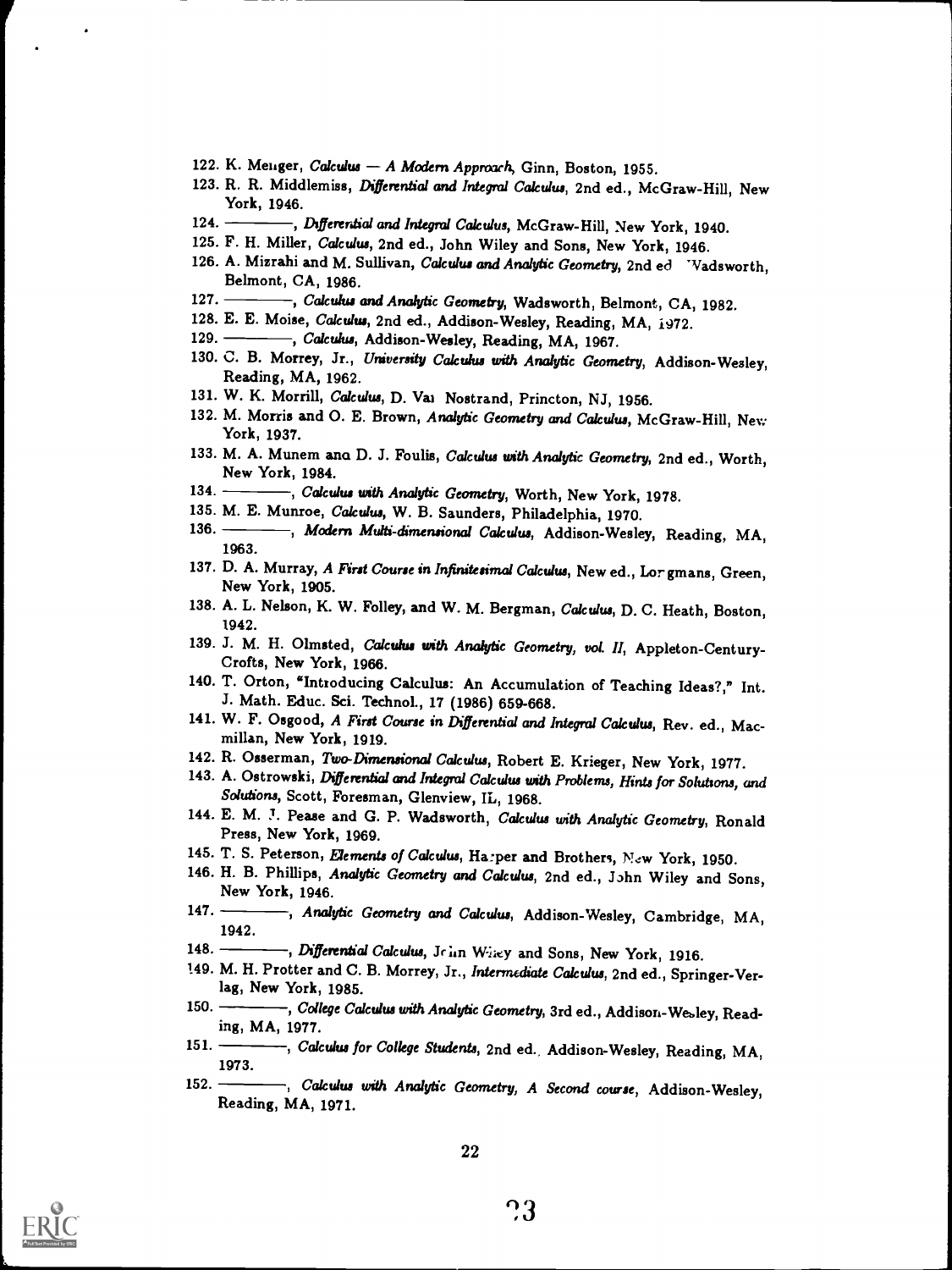122. K. Menger, *Calculus — A Modern Approach*, Ginn, Boston, 1955.
123. R. R. Middlemiss, *Differential and Integral Calculus*, 2nd ed., McGraw-Hill, New York, 1946.
124. ———, *Differential and Integral Calculus*, McGraw-Hill, New York, 1940.
125. F. H. Miller, *Calculus*, 2nd ed., John Wiley and Sons, New York, 1946.
126. A. Mizrahi and M. Sullivan, *Calculus and Analytic Geometry*, 2nd ed Wadsworth, Belmont, CA, 1986.
127. ———, *Calculus and Analytic Geometry*, Wadsworth, Belmont, CA, 1982.
128. E. E. Moise, *Calculus*, 2nd ed., Addison-Wesley, Reading, MA, 1972.
129. ———, *Calculus*, Addison-Wesley, Reading, MA, 1967.
130. C. B. Morrey, Jr., *University Calculus with Analytic Geometry*, Addison-Wesley, Reading, MA, 1962.
131. W. K. Morrill, *Calculus*, D. Van Nostrand, Princton, NJ, 1956.
132. M. Morris and O. E. Brown, *Analytic Geometry and Calculus*, McGraw-Hill, New York, 1937.
133. M. A. Munem and D. J. Foulis, *Calculus with Analytic Geometry*, 2nd ed., Worth, New York, 1984.
134. ———, *Calculus with Analytic Geometry*, Worth, New York, 1978.
135. M. E. Munroe, *Calculus*, W. B. Saunders, Philadelphia, 1970.
136. ———, *Modern Multi-dimensional Calculus*, Addison-Wesley, Reading, MA, 1963.
137. D. A. Murray, *A First Course in Infinitesimal Calculus*, New ed., Longmans, Green, New York, 1905.
138. A. L. Nelson, K. W. Folley, and W. M. Bergman, *Calculus*, D. C. Heath, Boston, 1942.
139. J. M. H. Olmsted, *Calculus with Analytic Geometry, vol. II*, Appleton-Century-Crofts, New York, 1966.
140. T. Orton, "Introducing Calculus: An Accumulation of Teaching Ideas?," Int. J. Math. Educ. Sci. Technol., 17 (1986) 659-668.
141. W. F. Osgood, *A First Course in Differential and Integral Calculus*, Rev. ed., Macmillan, New York, 1919.
142. R. Osserman, *Two-Dimensional Calculus*, Robert E. Krieger, New York, 1977.
143. A. Ostrowski, *Differential and Integral Calculus with Problems, Hints for Solutions, and Solutions*, Scott, Foresman, Glenview, IL, 1968.
144. E. M. J. Pease and G. P. Wadsworth, *Calculus with Analytic Geometry*, Ronald Press, New York, 1969.
145. T. S. Peterson, *Elements of Calculus*, Harper and Brothers, New York, 1950.
146. H. B. Phillips, *Analytic Geometry and Calculus*, 2nd ed., John Wiley and Sons, New York, 1946.
147. ———, *Analytic Geometry and Calculus*, Addison-Wesley, Cambridge, MA, 1942.
148. ———, *Differential Calculus*, John Wiley and Sons, New York, 1916.
149. M. H. Protter and C. B. Morrey, Jr., *Intermediate Calculus*, 2nd ed., Springer-Verlag, New York, 1985.
150. ———, *College Calculus with Analytic Geometry*, 3rd ed., Addison-Wesley, Reading, MA, 1977.
151. ———, *Calculus for College Students*, 2nd ed., Addison-Wesley, Reading, MA, 1973.
152. ———, *Calculus with Analytic Geometry, A Second course*, Addison-Wesley, Reading, MA, 1971.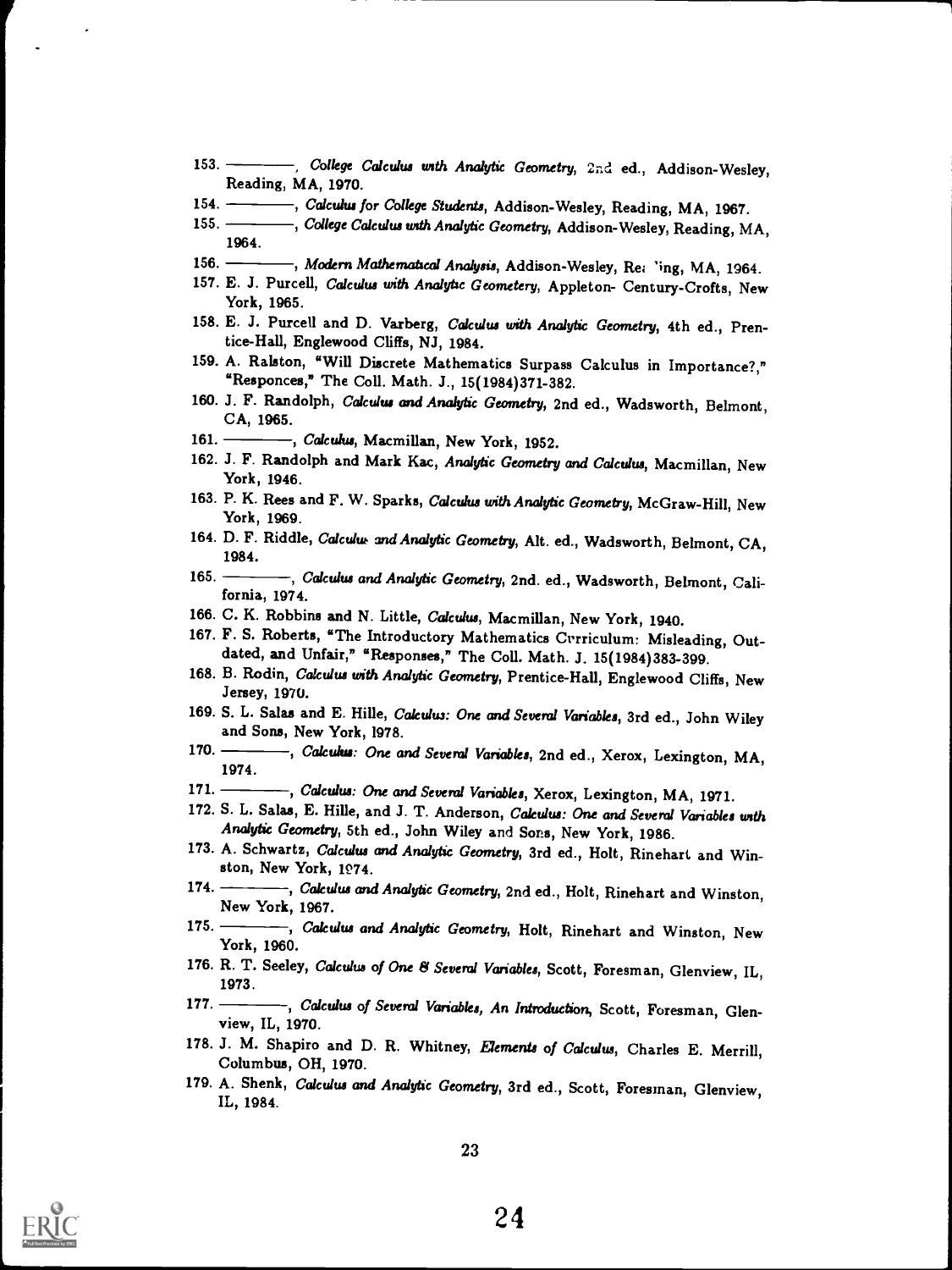153. ———, *College Calculus with Analytic Geometry*, 2nd ed., Addison-Wesley, Reading, MA, 1970.

154. ———, *Calculus for College Students*, Addison-Wesley, Reading, MA, 1967.

155. ———, *College Calculus with Analytic Geometry*, Addison-Wesley, Reading, MA, 1964.

156. ———, *Modern Mathematical Analysis*, Addison-Wesley, Reading, MA, 1964.

157. E. J. Purcell, *Calculus with Analytic Geometery*, Appleton- Century-Crofts, New York, 1965.

158. E. J. Purcell and D. Varberg, *Calculus with Analytic Geometry*, 4th ed., Prentice-Hall, Englewood Cliffs, NJ, 1984.

159. A. Ralston, "Will Discrete Mathematics Surpass Calculus in Importance?," "Responces," The Coll. Math. J., 15(1984)371-382.

160. J. F. Randolph, *Calculus and Analytic Geometry*, 2nd ed., Wadsworth, Belmont, CA, 1965.

161. ———, *Calculus*, Macmillan, New York, 1952.

162. J. F. Randolph and Mark Kac, *Analytic Geometry and Calculus*, Macmillan, New York, 1946.

163. P. K. Rees and F. W. Sparks, *Calculus with Analytic Geometry*, McGraw-Hill, New York, 1969.

164. D. F. Riddle, *Calculus and Analytic Geometry*, Alt. ed., Wadsworth, Belmont, CA, 1984.

165. ———, *Calculus and Analytic Geometry*, 2nd. ed., Wadsworth, Belmont, California, 1974.

166. C. K. Robbins and N. Little, *Calculus*, Macmillan, New York, 1940.

167. F. S. Roberts, "The Introductory Mathematics Curriculum: Misleading, Outdated, and Unfair," "Responses," The Coll. Math. J. 15(1984)383-399.

168. B. Rodin, *Calculus with Analytic Geometry*, Prentice-Hall, Englewood Cliffs, New Jersey, 1970.

169. S. L. Salas and E. Hille, *Calculus: One and Several Variables*, 3rd ed., John Wiley and Sons, New York, 1978.

170. ———, *Calculus: One and Several Variables*, 2nd ed., Xerox, Lexington, MA, 1974.

171. ———, *Calculus: One and Several Variables*, Xerox, Lexington, MA, 1971.

172. S. L. Salas, E. Hille, and J. T. Anderson, *Calculus: One and Several Variables with Analytic Geometry*, 5th ed., John Wiley and Sons, New York, 1986.

173. A. Schwartz, *Calculus and Analytic Geometry*, 3rd ed., Holt, Rinehart and Winston, New York, 1974.

174. ———, *Calculus and Analytic Geometry*, 2nd ed., Holt, Rinehart and Winston, New York, 1967.

175. ———, *Calculus and Analytic Geometry*, Holt, Rinehart and Winston, New York, 1960.

176. R. T. Seeley, *Calculus of One & Several Variables*, Scott, Foresman, Glenview, IL, 1973.

177. ———, *Calculus of Several Variables, An Introduction*, Scott, Foresman, Glenview, IL, 1970.

178. J. M. Shapiro and D. R. Whitney, *Elements of Calculus*, Charles E. Merrill, Columbus, OH, 1970.

179. A. Shenk, *Calculus and Analytic Geometry*, 3rd ed., Scott, Foresman, Glenview, IL, 1984.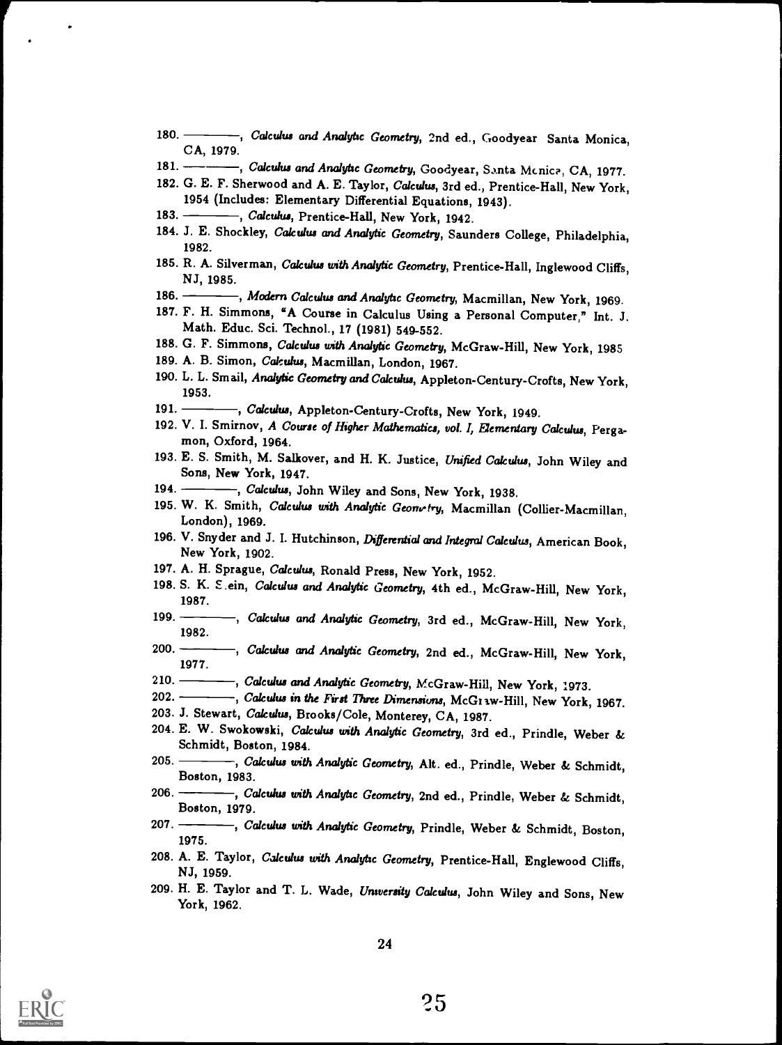180. ———, *Calculus and Analytic Geometry*, 2nd ed., Goodyear Santa Monica, CA, 1979.

181. ———, *Calculus and Analytic Geometry*, Goodyear, Santa Monica, CA, 1977.

182. G. E. F. Sherwood and A. E. Taylor, *Calculus*, 3rd ed., Prentice-Hall, New York, 1954 (Includes: Elementary Differential Equations, 1943).

183. ———, *Calculus*, Prentice-Hall, New York, 1942.

184. J. E. Shockley, *Calculus and Analytic Geometry*, Saunders College, Philadelphia, 1982.

185. R. A. Silverman, *Calculus with Analytic Geometry*, Prentice-Hall, Inglewood Cliffs, NJ, 1985.

186. ———, *Modern Calculus and Analytic Geometry*, Macmillan, New York, 1969.

187. F. H. Simmons, "A Course in Calculus Using a Personal Computer," Int. J. Math. Educ. Sci. Technol., 17 (1981) 549-552.

188. G. F. Simmons, *Calculus with Analytic Geometry*, McGraw-Hill, New York, 1985

189. A. B. Simon, *Calculus*, Macmillan, London, 1967.

190. L. L. Smail, *Analytic Geometry and Calculus*, Appleton-Century-Crofts, New York, 1953.

191. ———, *Calculus*, Appleton-Century-Crofts, New York, 1949.

192. V. I. Smirnov, *A Course of Higher Mathematics, vol. I, Elementary Calculus*, Pergamon, Oxford, 1964.

193. E. S. Smith, M. Salkover, and H. K. Justice, *Unified Calculus*, John Wiley and Sons, New York, 1947.

194. ———, *Calculus*, John Wiley and Sons, New York, 1938.

195. W. K. Smith, *Calculus with Analytic Geometry*, Macmillan (Collier-Macmillan, London), 1969.

196. V. Snyder and J. I. Hutchinson, *Differential and Integral Calculus*, American Book, New York, 1902.

197. A. H. Sprague, *Calculus*, Ronald Press, New York, 1952.

198. S. K. Stein, *Calculus and Analytic Geometry*, 4th ed., McGraw-Hill, New York, 1987.

199. ———, *Calculus and Analytic Geometry*, 3rd ed., McGraw-Hill, New York, 1982.

200. ———, *Calculus and Analytic Geometry*, 2nd ed., McGraw-Hill, New York, 1977.

210. ———, *Calculus and Analytic Geometry*, McGraw-Hill, New York, 1973.

202. ———, *Calculus in the First Three Dimensions*, McGraw-Hill, New York, 1967.

203. J. Stewart, *Calculus*, Brooks/Cole, Monterey, CA, 1987.

204. E. W. Swokowski, *Calculus with Analytic Geometry*, 3rd ed., Prindle, Weber & Schmidt, Boston, 1984.

205. ———, *Calculus with Analytic Geometry*, Alt. ed., Prindle, Weber & Schmidt, Boston, 1983.

206. ———, *Calculus with Analytic Geometry*, 2nd ed., Prindle, Weber & Schmidt, Boston, 1979.

207. ———, *Calculus with Analytic Geometry*, Prindle, Weber & Schmidt, Boston, 1975.

208. A. E. Taylor, *Calculus with Analytic Geometry*, Prentice-Hall, Englewood Cliffs, NJ, 1959.

209. H. E. Taylor and T. L. Wade, *University Calculus*, John Wiley and Sons, New York, 1962.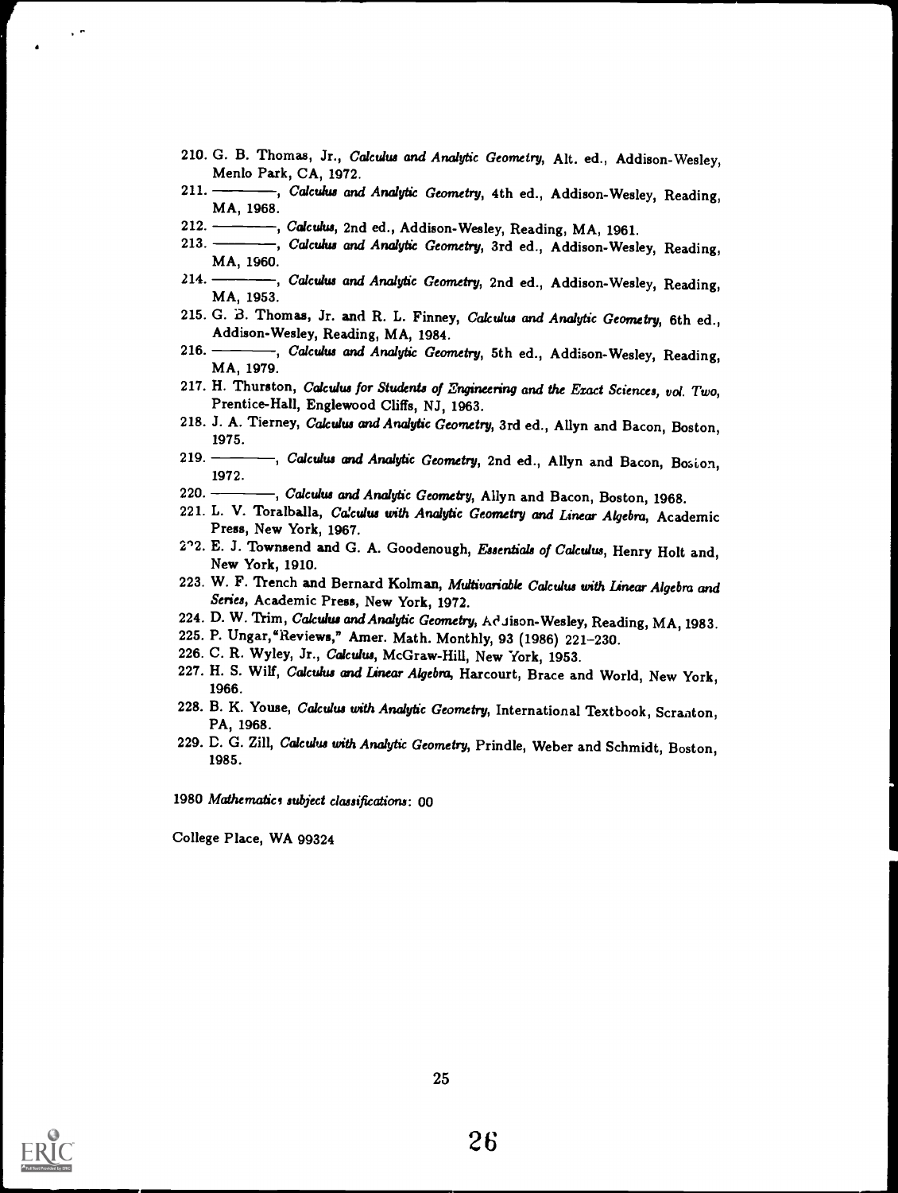210. G. B. Thomas, Jr., *Calculus and Analytic Geometry*, Alt. ed., Addison-Wesley, Menlo Park, CA, 1972.
211. ———, *Calculus and Analytic Geometry*, 4th ed., Addison-Wesley, Reading, MA, 1968.
212. ———, *Calculus*, 2nd ed., Addison-Wesley, Reading, MA, 1961.
213. ———, *Calculus and Analytic Geometry*, 3rd ed., Addison-Wesley, Reading, MA, 1960.
214. ———, *Calculus and Analytic Geometry*, 2nd ed., Addison-Wesley, Reading, MA, 1953.
215. G. B. Thomas, Jr. and R. L. Finney, *Calculus and Analytic Geometry*, 6th ed., Addison-Wesley, Reading, MA, 1984.
216. ———, *Calculus and Analytic Geometry*, 5th ed., Addison-Wesley, Reading, MA, 1979.
217. H. Thurston, *Calculus for Students of Engineering and the Exact Sciences, vol. Two*, Prentice-Hall, Englewood Cliffs, NJ, 1963.
218. J. A. Tierney, *Calculus and Analytic Geometry*, 3rd ed., Allyn and Bacon, Boston, 1975.
219. ———, *Calculus and Analytic Geometry*, 2nd ed., Allyn and Bacon, Boston, 1972.
220. ———, *Calculus and Analytic Geometry*, Allyn and Bacon, Boston, 1968.
221. L. V. Toralballa, *Calculus with Analytic Geometry and Linear Algebra*, Academic Press, New York, 1967.
222. E. J. Townsend and G. A. Goodenough, *Essentials of Calculus*, Henry Holt and, New York, 1910.
223. W. F. Trench and Bernard Kolman, *Multivariable Calculus with Linear Algebra and Series*, Academic Press, New York, 1972.
224. D. W. Trim, *Calculus and Analytic Geometry*, Addison-Wesley, Reading, MA, 1983.
225. P. Ungar, "Reviews," Amer. Math. Monthly, 93 (1986) 221–230.
226. C. R. Wyley, Jr., *Calculus*, McGraw-Hill, New York, 1953.
227. H. S. Wilf, *Calculus and Linear Algebra*, Harcourt, Brace and World, New York, 1966.
228. B. K. Youse, *Calculus with Analytic Geometry*, International Textbook, Scranton, PA, 1968.
229. D. G. Zill, *Calculus with Analytic Geometry*, Prindle, Weber and Schmidt, Boston, 1985.

*1980 Mathematics subject classifications*: 00

College Place, WA 99324